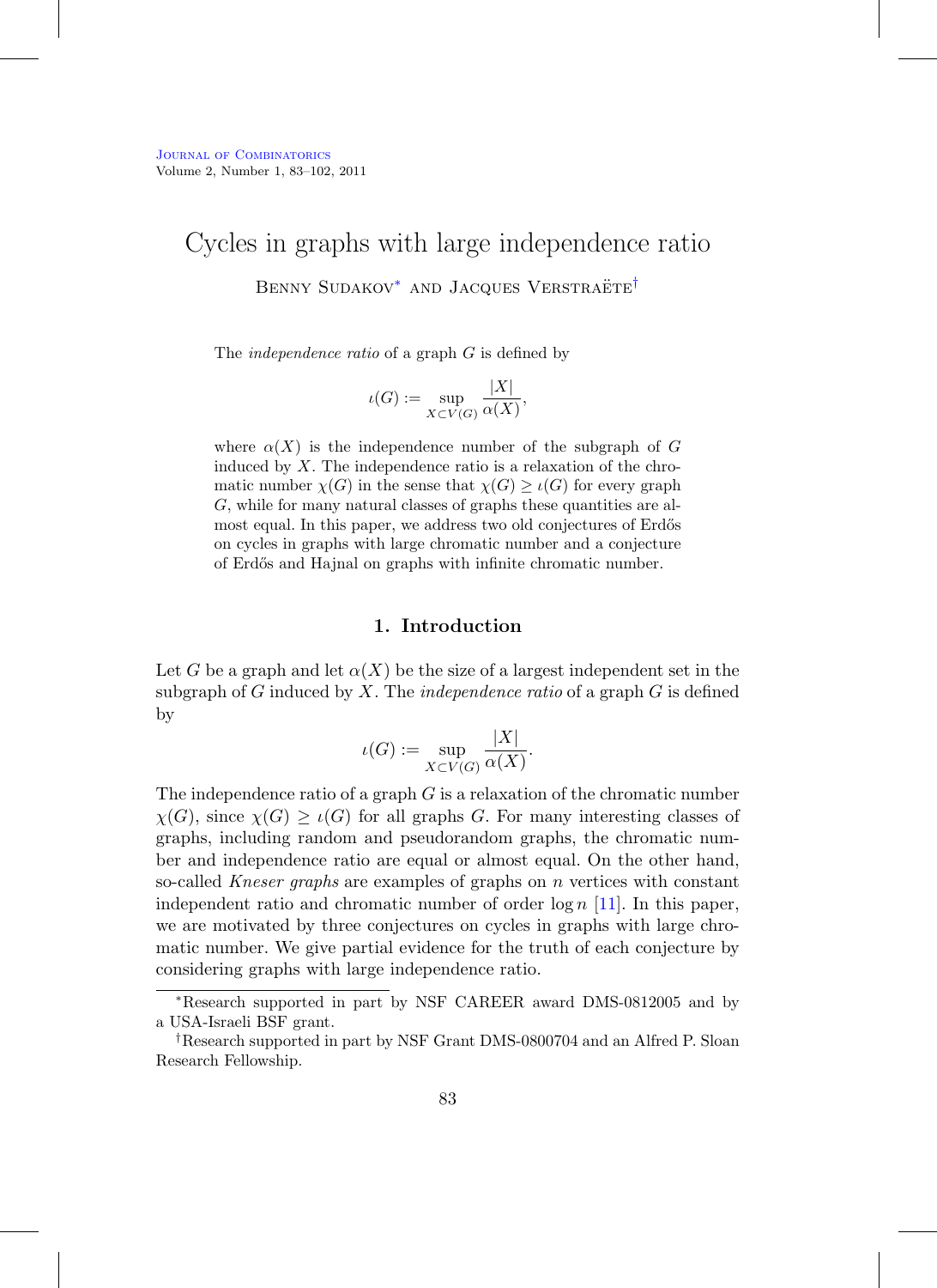# Cycles in graphs with large independence ratio

Benny Sudakov[*] and Jacques Verstraëte[†]

The *independence ratio* of a graph $G$ is defined by

$$\iota(G) := \sup_{X \subset V(G)} \frac{|X|}{\alpha(X)},$$

where $\alpha(X)$ is the independence number of the subgraph of $G$ induced by $X$. The independence ratio is a relaxation of the chromatic number $\chi(G)$ in the sense that $\chi(G) \geq \iota(G)$ for every graph $G$, while for many natural classes of graphs these quantities are almost equal. In this paper, we address two old conjectures of Erdős on cycles in graphs with large chromatic number and a conjecture of Erdős and Hajnal on graphs with infinite chromatic number.

## 1. Introduction

Let $G$ be a graph and let $\alpha(X)$ be the size of a largest independent set in the subgraph of $G$ induced by $X$. The *independence ratio* of a graph $G$ is defined by

$$\iota(G) := \sup_{X \subset V(G)} \frac{|X|}{\alpha(X)}.$$

The independence ratio of a graph $G$ is a relaxation of the chromatic number $\chi(G)$, since $\chi(G) \geq \iota(G)$ for all graphs $G$. For many interesting classes of graphs, including random and pseudorandom graphs, the chromatic number and independence ratio are equal or almost equal. On the other hand, so-called *Kneser graphs* are examples of graphs on $n$ vertices with constant independent ratio and chromatic number of order $\log n$ [11]. In this paper, we are motivated by three conjectures on cycles in graphs with large chromatic number. We give partial evidence for the truth of each conjecture by considering graphs with large independence ratio.

[*]Research supported in part by NSF CAREER award DMS-0812005 and by a USA-Israeli BSF grant.

[†]Research supported in part by NSF Grant DMS-0800704 and an Alfred P. Sloan Research Fellowship.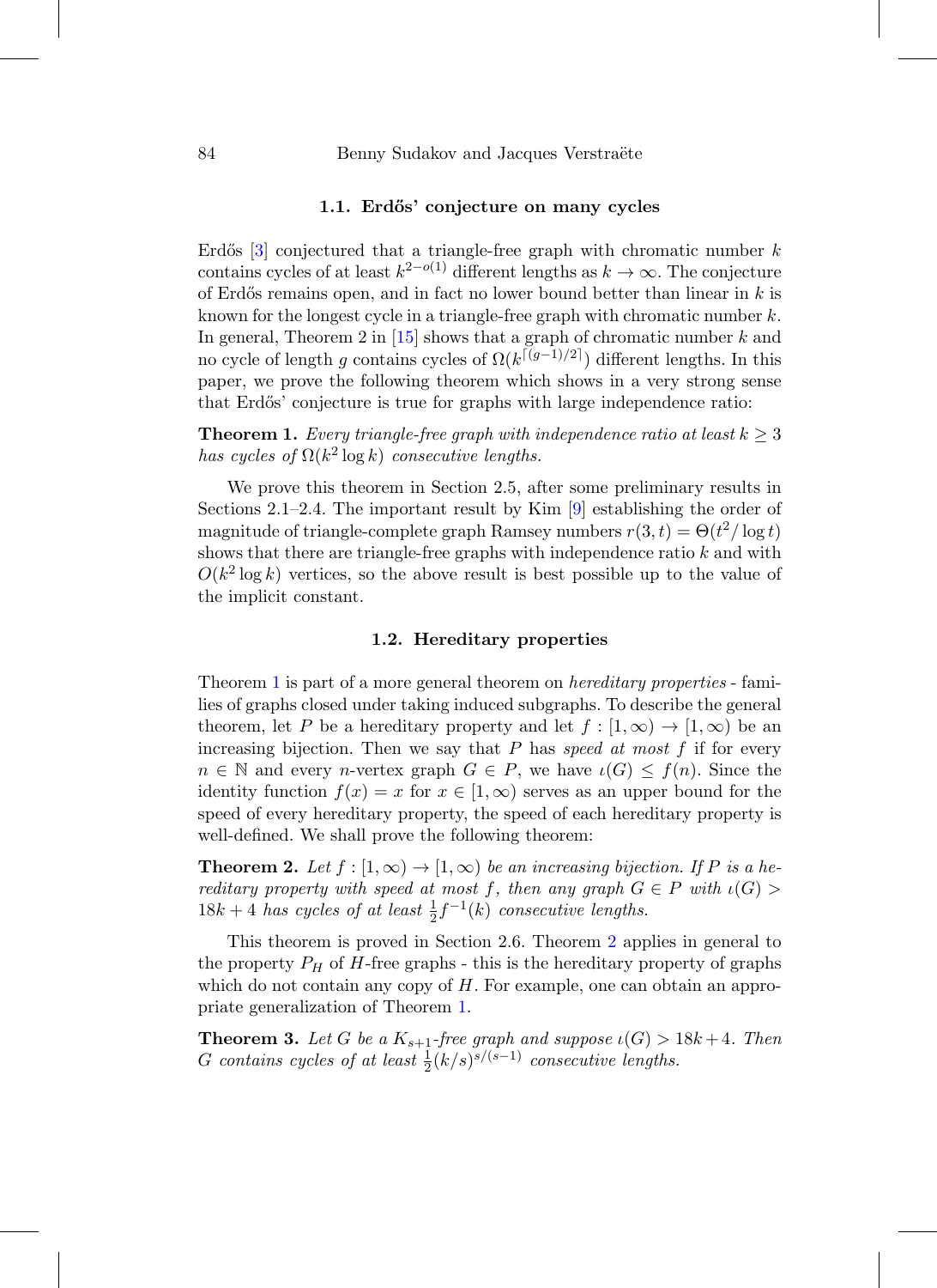### 1.1. Erdős' conjecture on many cycles

Erdős [3] conjectured that a triangle-free graph with chromatic number $k$ contains cycles of at least $k^{2-o(1)}$ different lengths as $k \to \infty$. The conjecture of Erdős remains open, and in fact no lower bound better than linear in $k$ is known for the longest cycle in a triangle-free graph with chromatic number $k$. In general, Theorem 2 in [15] shows that a graph of chromatic number $k$ and no cycle of length $g$ contains cycles of $\Omega(k^{\lceil (g-1)/2 \rceil})$ different lengths. In this paper, we prove the following theorem which shows in a very strong sense that Erdős' conjecture is true for graphs with large independence ratio:

**Theorem 1.** *Every triangle-free graph with independence ratio at least $k \geq 3$ has cycles of $\Omega(k^2 \log k)$ consecutive lengths.*

We prove this theorem in Section 2.5, after some preliminary results in Sections 2.1–2.4. The important result by Kim [9] establishing the order of magnitude of triangle-complete graph Ramsey numbers $r(3,t) = \Theta(t^2/\log t)$ shows that there are triangle-free graphs with independence ratio $k$ and with $O(k^2 \log k)$ vertices, so the above result is best possible up to the value of the implicit constant.

### 1.2. Hereditary properties

Theorem 1 is part of a more general theorem on *hereditary properties* - families of graphs closed under taking induced subgraphs. To describe the general theorem, let $P$ be a hereditary property and let $f : [1,\infty) \to [1,\infty)$ be an increasing bijection. Then we say that $P$ has *speed at most $f$* if for every $n \in \mathbb{N}$ and every $n$-vertex graph $G \in P$, we have $\iota(G) \leq f(n)$. Since the identity function $f(x) = x$ for $x \in [1,\infty)$ serves as an upper bound for the speed of every hereditary property, the speed of each hereditary property is well-defined. We shall prove the following theorem:

**Theorem 2.** *Let $f : [1,\infty) \to [1,\infty)$ be an increasing bijection. If $P$ is a hereditary property with speed at most $f$, then any graph $G \in P$ with $\iota(G) > 18k + 4$ has cycles of at least $\frac{1}{2}f^{-1}(k)$ consecutive lengths.*

This theorem is proved in Section 2.6. Theorem 2 applies in general to the property $P_H$ of $H$-free graphs - this is the hereditary property of graphs which do not contain any copy of $H$. For example, one can obtain an appropriate generalization of Theorem 1.

**Theorem 3.** *Let $G$ be a $K_{s+1}$-free graph and suppose $\iota(G) > 18k + 4$. Then $G$ contains cycles of at least $\frac{1}{2}(k/s)^{s/(s-1)}$ consecutive lengths.*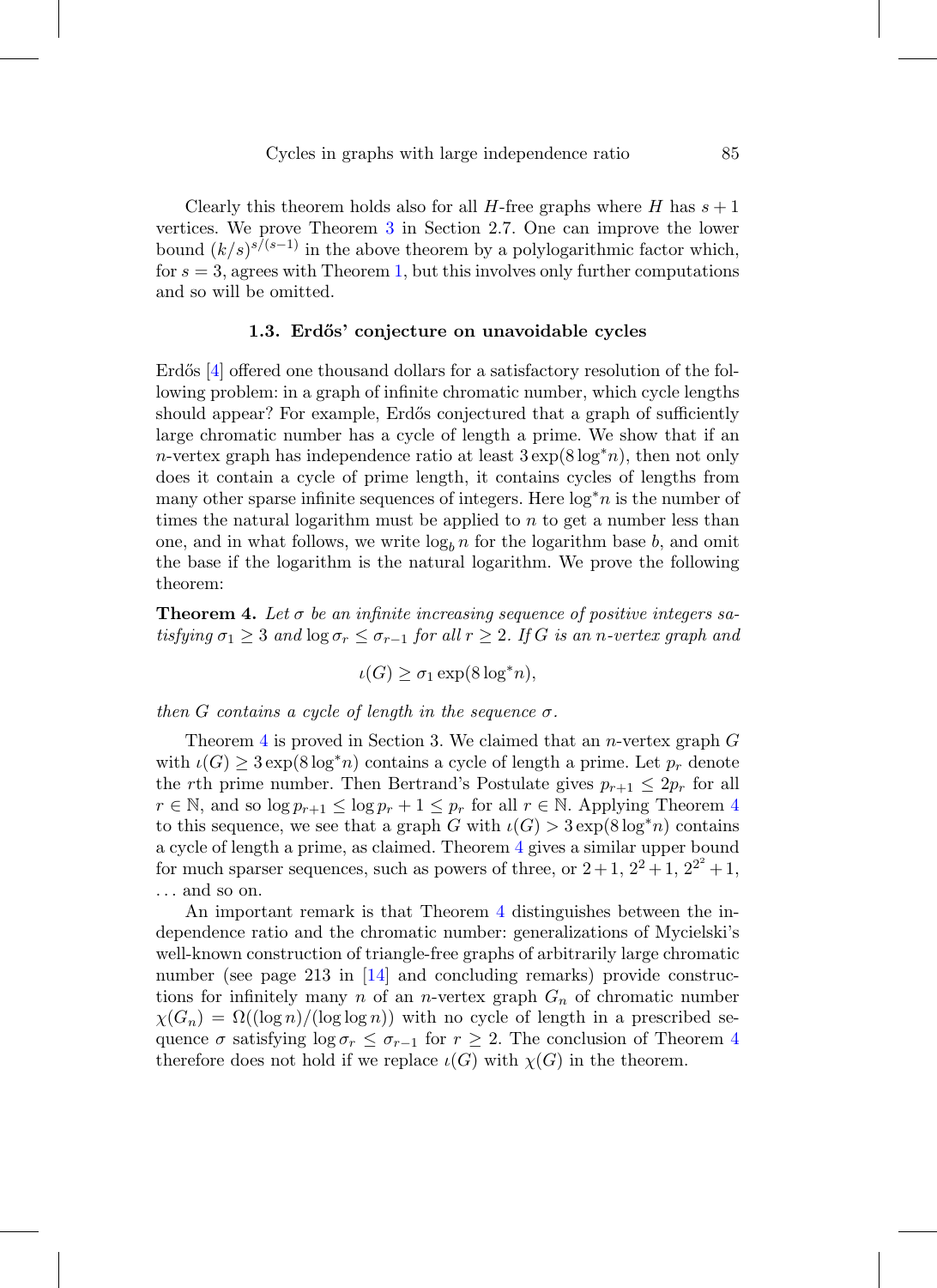Clearly this theorem holds also for all $H$-free graphs where $H$ has $s+1$ vertices. We prove Theorem 3 in Section 2.7. One can improve the lower bound $(k/s)^{s/(s-1)}$ in the above theorem by a polylogarithmic factor which, for $s = 3$, agrees with Theorem 1, but this involves only further computations and so will be omitted.

### 1.3. Erdős' conjecture on unavoidable cycles

Erdős [4] offered one thousand dollars for a satisfactory resolution of the following problem: in a graph of infinite chromatic number, which cycle lengths should appear? For example, Erdős conjectured that a graph of sufficiently large chromatic number has a cycle of length a prime. We show that if an $n$-vertex graph has independence ratio at least $3\exp(8\log^* n)$, then not only does it contain a cycle of prime length, it contains cycles of lengths from many other sparse infinite sequences of integers. Here $\log^* n$ is the number of times the natural logarithm must be applied to $n$ to get a number less than one, and in what follows, we write $\log_b n$ for the logarithm base $b$, and omit the base if the logarithm is the natural logarithm. We prove the following theorem:

**Theorem 4.** *Let $\sigma$ be an infinite increasing sequence of positive integers satisfying $\sigma_1 \geq 3$ and $\log \sigma_r \leq \sigma_{r-1}$ for all $r \geq 2$. If $G$ is an $n$-vertex graph and*

$$\iota(G) \geq \sigma_1 \exp(8\log^* n),$$

*then $G$ contains a cycle of length in the sequence $\sigma$.*

Theorem 4 is proved in Section 3. We claimed that an $n$-vertex graph $G$ with $\iota(G) \geq 3\exp(8\log^* n)$ contains a cycle of length a prime. Let $p_r$ denote the $r$th prime number. Then Bertrand's Postulate gives $p_{r+1} \leq 2p_r$ for all $r \in \mathbb{N}$, and so $\log p_{r+1} \leq \log p_r + 1 \leq p_r$ for all $r \in \mathbb{N}$. Applying Theorem 4 to this sequence, we see that a graph $G$ with $\iota(G) > 3\exp(8\log^* n)$ contains a cycle of length a prime, as claimed. Theorem 4 gives a similar upper bound for much sparser sequences, such as powers of three, or $2+1$, $2^2+1$, $2^{2^2}+1$, ... and so on.

An important remark is that Theorem 4 distinguishes between the independence ratio and the chromatic number: generalizations of Mycielski's well-known construction of triangle-free graphs of arbitrarily large chromatic number (see page 213 in [14] and concluding remarks) provide constructions for infinitely many $n$ of an $n$-vertex graph $G_n$ of chromatic number $\chi(G_n) = \Omega((\log n)/(\log\log n))$ with no cycle of length in a prescribed sequence $\sigma$ satisfying $\log \sigma_r \leq \sigma_{r-1}$ for $r \geq 2$. The conclusion of Theorem 4 therefore does not hold if we replace $\iota(G)$ with $\chi(G)$ in the theorem.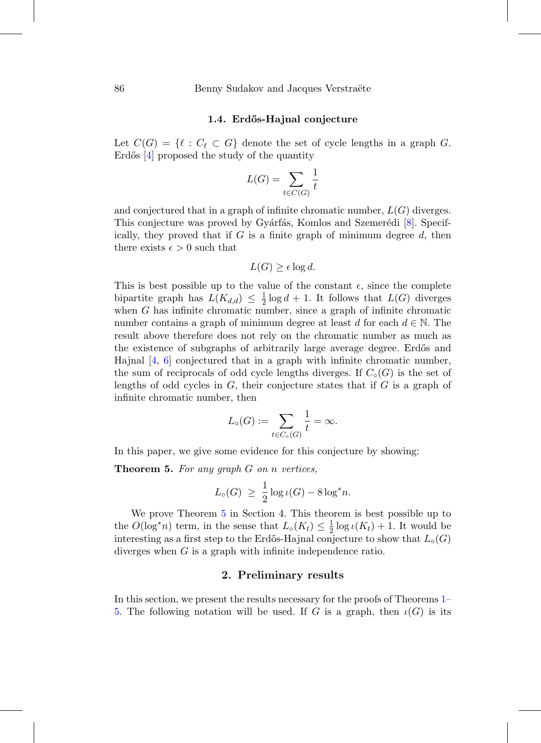### 1.4. Erdős-Hajnal conjecture

Let $C(G) = \{\ell : C_\ell \subset G\}$ denote the set of cycle lengths in a graph $G$. Erdős [4] proposed the study of the quantity

$$L(G) = \sum_{t \in C(G)} \frac{1}{t}$$

and conjectured that in a graph of infinite chromatic number, $L(G)$ diverges. This conjecture was proved by Gyárfás, Komlos and Szemerédi [8]. Specifically, they proved that if $G$ is a finite graph of minimum degree $d$, then there exists $\epsilon > 0$ such that

$$L(G) \geq \epsilon \log d.$$

This is best possible up to the value of the constant $\epsilon$, since the complete bipartite graph has $L(K_{d,d}) \leq \frac{1}{2}\log d + 1$. It follows that $L(G)$ diverges when $G$ has infinite chromatic number, since a graph of infinite chromatic number contains a graph of minimum degree at least $d$ for each $d \in \mathbb{N}$. The result above therefore does not rely on the chromatic number as much as the existence of subgraphs of arbitrarily large average degree. Erdős and Hajnal [4, 6] conjectured that in a graph with infinite chromatic number, the sum of reciprocals of odd cycle lengths diverges. If $C_\circ(G)$ is the set of lengths of odd cycles in $G$, their conjecture states that if $G$ is a graph of infinite chromatic number, then

$$L_\circ(G) := \sum_{t \in C_\circ(G)} \frac{1}{t} = \infty.$$

In this paper, we give some evidence for this conjecture by showing:

**Theorem 5.** *For any graph $G$ on $n$ vertices,*

$$L_\circ(G) \;\geq\; \frac{1}{2}\log \iota(G) - 8\log^* n.$$

We prove Theorem 5 in Section 4. This theorem is best possible up to the $O(\log^* n)$ term, in the sense that $L_\circ(K_t) \leq \frac{1}{2}\log \iota(K_t) + 1$. It would be interesting as a first step to the Erdős-Hajnal conjecture to show that $L_\circ(G)$ diverges when $G$ is a graph with infinite independence ratio.

## 2. Preliminary results

In this section, we present the results necessary for the proofs of Theorems 1–5. The following notation will be used. If $G$ is a graph, then $\iota(G)$ is its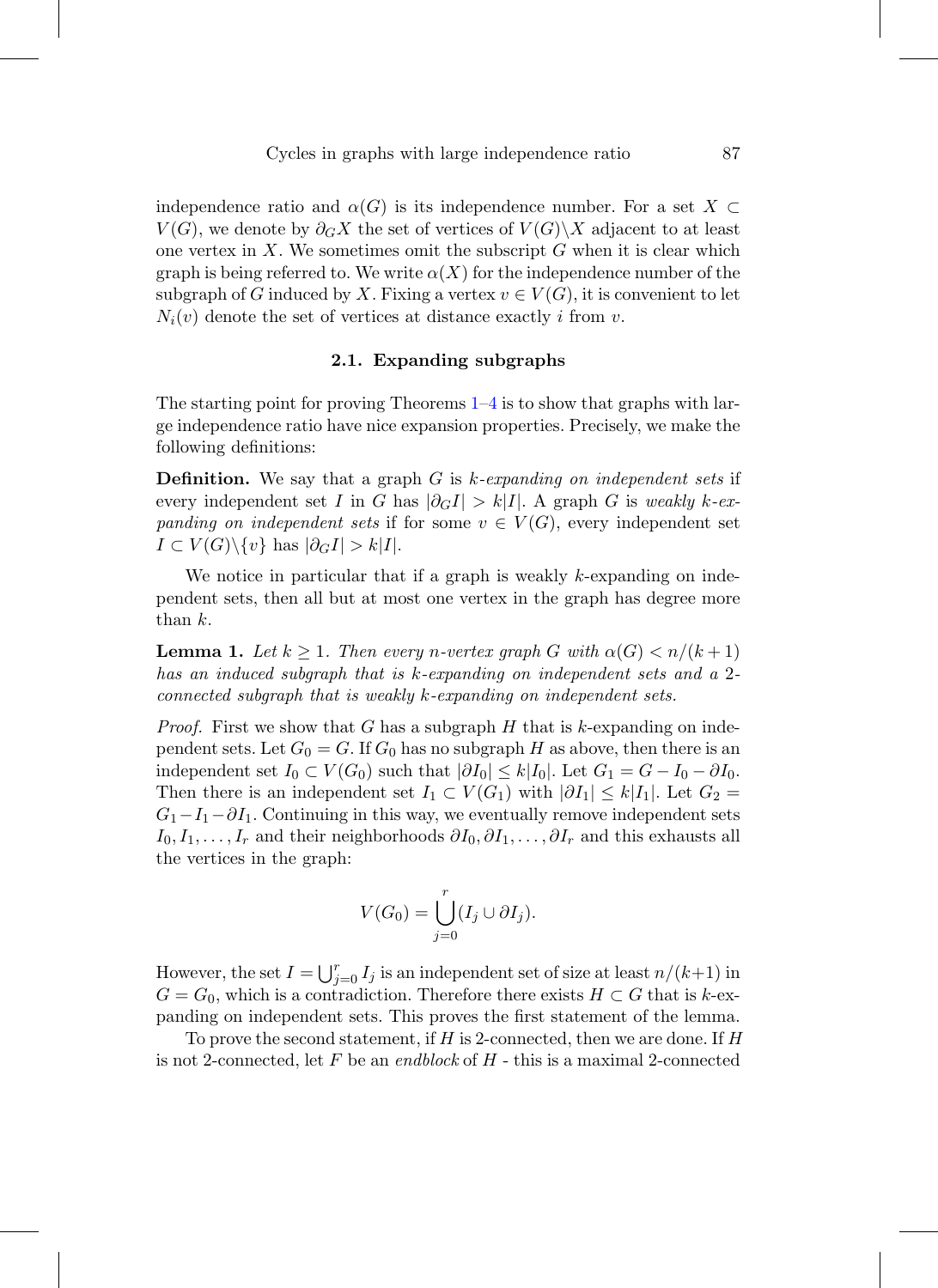independence ratio and $\alpha(G)$ is its independence number. For a set $X \subset V(G)$, we denote by $\partial_G X$ the set of vertices of $V(G)\backslash X$ adjacent to at least one vertex in $X$. We sometimes omit the subscript $G$ when it is clear which graph is being referred to. We write $\alpha(X)$ for the independence number of the subgraph of $G$ induced by $X$. Fixing a vertex $v \in V(G)$, it is convenient to let $N_i(v)$ denote the set of vertices at distance exactly $i$ from $v$.

### 2.1. Expanding subgraphs

The starting point for proving Theorems 1–4 is to show that graphs with large independence ratio have nice expansion properties. Precisely, we make the following definitions:

**Definition.** We say that a graph $G$ is *$k$-expanding on independent sets* if every independent set $I$ in $G$ has $|\partial_G I| > k|I|$. A graph $G$ is *weakly $k$-expanding on independent sets* if for some $v \in V(G)$, every independent set $I \subset V(G)\backslash\{v\}$ has $|\partial_G I| > k|I|$.

We notice in particular that if a graph is weakly $k$-expanding on independent sets, then all but at most one vertex in the graph has degree more than $k$.

**Lemma 1.** *Let $k \geq 1$. Then every $n$-vertex graph $G$ with $\alpha(G) < n/(k+1)$ has an induced subgraph that is $k$-expanding on independent sets and a 2-connected subgraph that is weakly $k$-expanding on independent sets.*

*Proof.* First we show that $G$ has a subgraph $H$ that is $k$-expanding on independent sets. Let $G_0 = G$. If $G_0$ has no subgraph $H$ as above, then there is an independent set $I_0 \subset V(G_0)$ such that $|\partial I_0| \leq k|I_0|$. Let $G_1 = G - I_0 - \partial I_0$. Then there is an independent set $I_1 \subset V(G_1)$ with $|\partial I_1| \leq k|I_1|$. Let $G_2 = G_1 - I_1 - \partial I_1$. Continuing in this way, we eventually remove independent sets $I_0, I_1, \ldots, I_r$ and their neighborhoods $\partial I_0, \partial I_1, \ldots, \partial I_r$ and this exhausts all the vertices in the graph:

$$V(G_0) = \bigcup_{j=0}^{r} (I_j \cup \partial I_j).$$

However, the set $I = \bigcup_{j=0}^{r} I_j$ is an independent set of size at least $n/(k+1)$ in $G = G_0$, which is a contradiction. Therefore there exists $H \subset G$ that is $k$-expanding on independent sets. This proves the first statement of the lemma.

To prove the second statement, if $H$ is 2-connected, then we are done. If $H$ is not 2-connected, let $F$ be an *endblock* of $H$ - this is a maximal 2-connected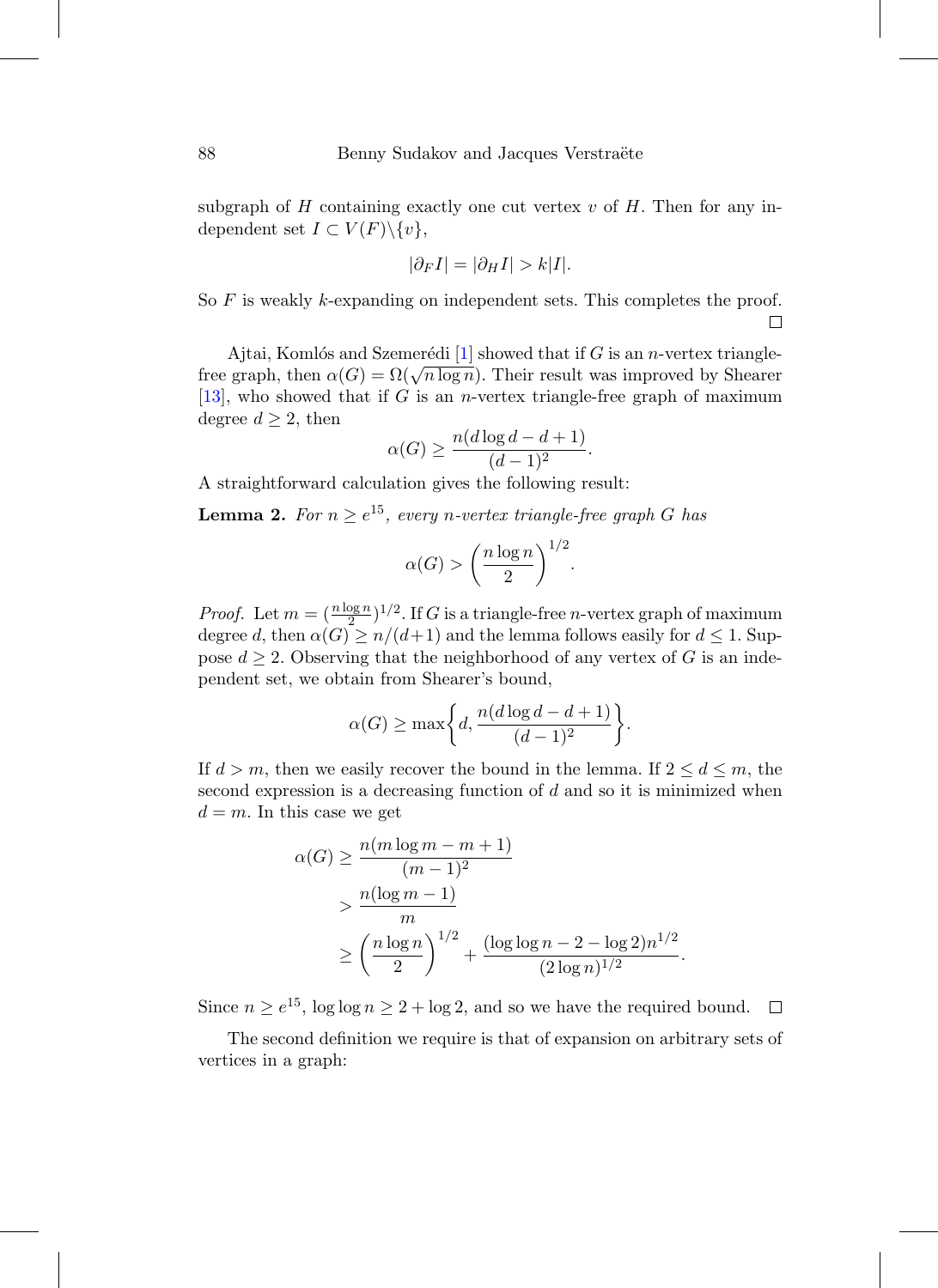subgraph of $H$ containing exactly one cut vertex $v$ of $H$. Then for any independent set $I \subset V(F) \backslash \{v\}$,

$$|\partial_F I| = |\partial_H I| > k|I|.$$

So $F$ is weakly $k$-expanding on independent sets. This completes the proof. □

Ajtai, Komlós and Szemerédi [1] showed that if $G$ is an $n$-vertex triangle-free graph, then $\alpha(G) = \Omega(\sqrt{n \log n})$. Their result was improved by Shearer [13], who showed that if $G$ is an $n$-vertex triangle-free graph of maximum degree $d \geq 2$, then

$$\alpha(G) \geq \frac{n(d \log d - d + 1)}{(d-1)^2}.$$

A straightforward calculation gives the following result:

**Lemma 2.** *For $n \geq e^{15}$, every $n$-vertex triangle-free graph $G$ has*

$$\alpha(G) > \left(\frac{n \log n}{2}\right)^{1/2}.$$

*Proof.* Let $m = (\frac{n \log n}{2})^{1/2}$. If $G$ is a triangle-free $n$-vertex graph of maximum degree $d$, then $\alpha(G) \geq n/(d+1)$ and the lemma follows easily for $d \leq 1$. Suppose $d \geq 2$. Observing that the neighborhood of any vertex of $G$ is an independent set, we obtain from Shearer's bound,

$$\alpha(G) \geq \max\left\{d, \frac{n(d \log d - d + 1)}{(d-1)^2}\right\}.$$

If $d > m$, then we easily recover the bound in the lemma. If $2 \leq d \leq m$, the second expression is a decreasing function of $d$ and so it is minimized when $d = m$. In this case we get

$$\begin{aligned}
\alpha(G) &\geq \frac{n(m \log m - m + 1)}{(m-1)^2} \\
&> \frac{n(\log m - 1)}{m} \\
&\geq \left(\frac{n \log n}{2}\right)^{1/2} + \frac{(\log \log n - 2 - \log 2)n^{1/2}}{(2 \log n)^{1/2}}.
\end{aligned}$$

Since $n \geq e^{15}$, $\log \log n \geq 2 + \log 2$, and so we have the required bound. □

The second definition we require is that of expansion on arbitrary sets of vertices in a graph: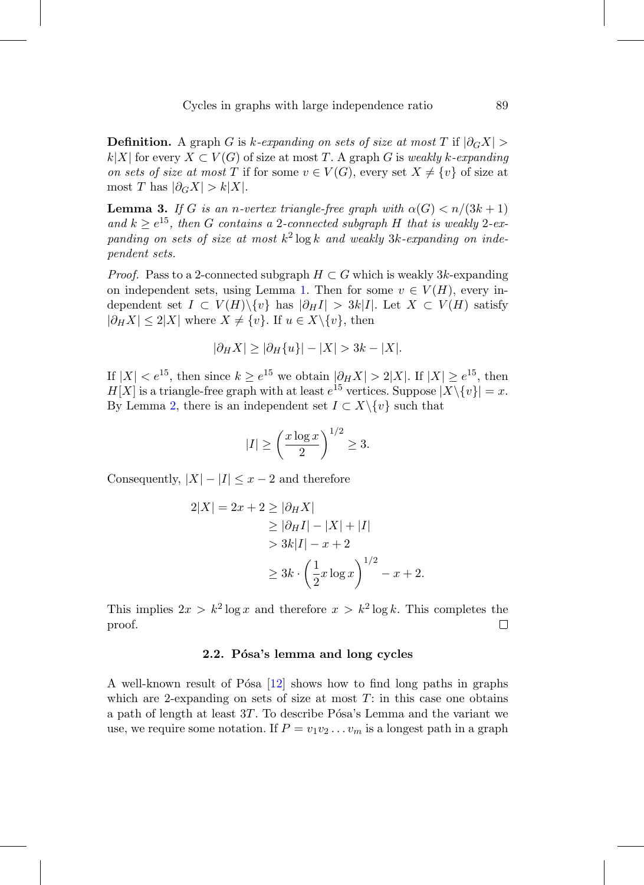**Definition.** A graph $G$ is *$k$-expanding on sets of size at most $T$* if $|\partial_G X| > k|X|$ for every $X \subset V(G)$ of size at most $T$. A graph $G$ is *weakly $k$-expanding on sets of size at most $T$* if for some $v \in V(G)$, every set $X \neq \{v\}$ of size at most $T$ has $|\partial_G X| > k|X|$.

**Lemma 3.** *If $G$ is an $n$-vertex triangle-free graph with $\alpha(G) < n/(3k+1)$ and $k \geq e^{15}$, then $G$ contains a 2-connected subgraph $H$ that is weakly 2-expanding on sets of size at most $k^2 \log k$ and weakly $3k$-expanding on independent sets.*

*Proof.* Pass to a 2-connected subgraph $H \subset G$ which is weakly $3k$-expanding on independent sets, using Lemma 1. Then for some $v \in V(H)$, every independent set $I \subset V(H)\backslash\{v\}$ has $|\partial_H I| > 3k|I|$. Let $X \subset V(H)$ satisfy $|\partial_H X| \leq 2|X|$ where $X \neq \{v\}$. If $u \in X\backslash\{v\}$, then

$$|\partial_H X| \geq |\partial_H \{u\}| - |X| > 3k - |X|.$$

If $|X| < e^{15}$, then since $k \geq e^{15}$ we obtain $|\partial_H X| > 2|X|$. If $|X| \geq e^{15}$, then $H[X]$ is a triangle-free graph with at least $e^{15}$ vertices. Suppose $|X\backslash\{v\}| = x$. By Lemma 2, there is an independent set $I \subset X\backslash\{v\}$ such that

$$|I| \geq \left(\frac{x \log x}{2}\right)^{1/2} \geq 3.$$

Consequently, $|X| - |I| \leq x - 2$ and therefore

$$\begin{aligned} 2|X| = 2x + 2 &\geq |\partial_H X| \\ &\geq |\partial_H I| - |X| + |I| \\ &> 3k|I| - x + 2 \\ &\geq 3k \cdot \left(\frac{1}{2} x \log x\right)^{1/2} - x + 2. \end{aligned}$$

This implies $2x > k^2 \log x$ and therefore $x > k^2 \log k$. This completes the proof. $\square$

### 2.2. Pósa's lemma and long cycles

A well-known result of Pósa [12] shows how to find long paths in graphs which are 2-expanding on sets of size at most $T$: in this case one obtains a path of length at least $3T$. To describe Pósa's Lemma and the variant we use, we require some notation. If $P = v_1 v_2 \ldots v_m$ is a longest path in a graph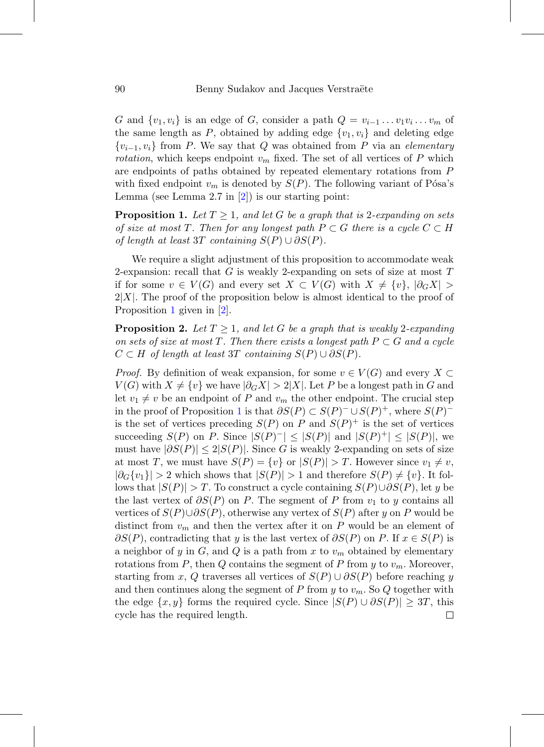$G$ and $\{v_1, v_i\}$ is an edge of $G$, consider a path $Q = v_{i-1} \dots v_1 v_i \dots v_m$ of the same length as $P$, obtained by adding edge $\{v_1, v_i\}$ and deleting edge $\{v_{i-1}, v_i\}$ from $P$. We say that $Q$ was obtained from $P$ via an *elementary rotation*, which keeps endpoint $v_m$ fixed. The set of all vertices of $P$ which are endpoints of paths obtained by repeated elementary rotations from $P$ with fixed endpoint $v_m$ is denoted by $S(P)$. The following variant of Pósa's Lemma (see Lemma 2.7 in [2]) is our starting point:

**Proposition 1.** *Let $T \geq 1$, and let $G$ be a graph that is 2-expanding on sets of size at most $T$. Then for any longest path $P \subset G$ there is a cycle $C \subset H$ of length at least $3T$ containing $S(P) \cup \partial S(P)$.*

We require a slight adjustment of this proposition to accommodate weak 2-expansion: recall that $G$ is weakly 2-expanding on sets of size at most $T$ if for some $v \in V(G)$ and every set $X \subset V(G)$ with $X \neq \{v\}$, $|\partial_G X| > 2|X|$. The proof of the proposition below is almost identical to the proof of Proposition 1 given in [2].

**Proposition 2.** *Let $T \geq 1$, and let $G$ be a graph that is weakly 2-expanding on sets of size at most $T$. Then there exists a longest path $P \subset G$ and a cycle $C \subset H$ of length at least $3T$ containing $S(P) \cup \partial S(P)$.*

*Proof.* By definition of weak expansion, for some $v \in V(G)$ and every $X \subset V(G)$ with $X \neq \{v\}$ we have $|\partial_G X| > 2|X|$. Let $P$ be a longest path in $G$ and let $v_1 \neq v$ be an endpoint of $P$ and $v_m$ the other endpoint. The crucial step in the proof of Proposition 1 is that $\partial S(P) \subset S(P)^- \cup S(P)^+$, where $S(P)^-$ is the set of vertices preceding $S(P)$ on $P$ and $S(P)^+$ is the set of vertices succeeding $S(P)$ on $P$. Since $|S(P)^-| \leq |S(P)|$ and $|S(P)^+| \leq |S(P)|$, we must have $|\partial S(P)| \leq 2|S(P)|$. Since $G$ is weakly 2-expanding on sets of size at most $T$, we must have $S(P) = \{v\}$ or $|S(P)| > T$. However since $v_1 \neq v$, $|\partial_G \{v_1\}| > 2$ which shows that $|S(P)| > 1$ and therefore $S(P) \neq \{v\}$. It follows that $|S(P)| > T$. To construct a cycle containing $S(P) \cup \partial S(P)$, let $y$ be the last vertex of $\partial S(P)$ on $P$. The segment of $P$ from $v_1$ to $y$ contains all vertices of $S(P) \cup \partial S(P)$, otherwise any vertex of $S(P)$ after $y$ on $P$ would be distinct from $v_m$ and then the vertex after it on $P$ would be an element of $\partial S(P)$, contradicting that $y$ is the last vertex of $\partial S(P)$ on $P$. If $x \in S(P)$ is a neighbor of $y$ in $G$, and $Q$ is a path from $x$ to $v_m$ obtained by elementary rotations from $P$, then $Q$ contains the segment of $P$ from $y$ to $v_m$. Moreover, starting from $x$, $Q$ traverses all vertices of $S(P) \cup \partial S(P)$ before reaching $y$ and then continues along the segment of $P$ from $y$ to $v_m$. So $Q$ together with the edge $\{x, y\}$ forms the required cycle. Since $|S(P) \cup \partial S(P)| \geq 3T$, this cycle has the required length. $\square$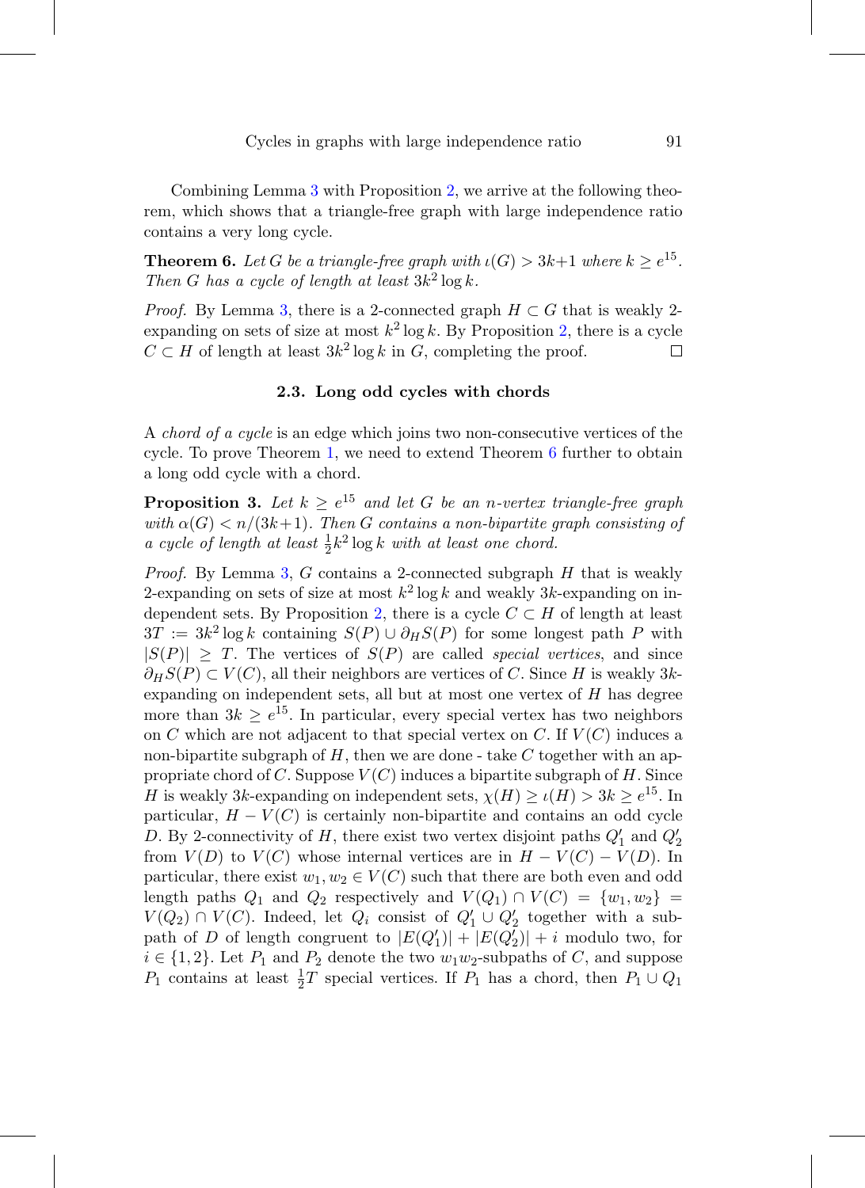Combining Lemma 3 with Proposition 2, we arrive at the following theorem, which shows that a triangle-free graph with large independence ratio contains a very long cycle.

**Theorem 6.** *Let $G$ be a triangle-free graph with $\iota(G) > 3k+1$ where $k \geq e^{15}$. Then $G$ has a cycle of length at least $3k^2 \log k$.*

*Proof.* By Lemma 3, there is a 2-connected graph $H \subset G$ that is weakly 2-expanding on sets of size at most $k^2 \log k$. By Proposition 2, there is a cycle $C \subset H$ of length at least $3k^2 \log k$ in $G$, completing the proof. □

### 2.3. Long odd cycles with chords

A *chord of a cycle* is an edge which joins two non-consecutive vertices of the cycle. To prove Theorem 1, we need to extend Theorem 6 further to obtain a long odd cycle with a chord.

**Proposition 3.** *Let $k \geq e^{15}$ and let $G$ be an $n$-vertex triangle-free graph with $\alpha(G) < n/(3k+1)$. Then $G$ contains a non-bipartite graph consisting of a cycle of length at least $\frac{1}{2}k^2 \log k$ with at least one chord.*

*Proof.* By Lemma 3, $G$ contains a 2-connected subgraph $H$ that is weakly 2-expanding on sets of size at most $k^2 \log k$ and weakly $3k$-expanding on independent sets. By Proposition 2, there is a cycle $C \subset H$ of length at least $3T := 3k^2 \log k$ containing $S(P) \cup \partial_H S(P)$ for some longest path $P$ with $|S(P)| \geq T$. The vertices of $S(P)$ are called *special vertices*, and since $\partial_H S(P) \subset V(C)$, all their neighbors are vertices of $C$. Since $H$ is weakly $3k$-expanding on independent sets, all but at most one vertex of $H$ has degree more than $3k \geq e^{15}$. In particular, every special vertex has two neighbors on $C$ which are not adjacent to that special vertex on $C$. If $V(C)$ induces a non-bipartite subgraph of $H$, then we are done - take $C$ together with an appropriate chord of $C$. Suppose $V(C)$ induces a bipartite subgraph of $H$. Since $H$ is weakly $3k$-expanding on independent sets, $\chi(H) \geq \iota(H) > 3k \geq e^{15}$. In particular, $H - V(C)$ is certainly non-bipartite and contains an odd cycle $D$. By 2-connectivity of $H$, there exist two vertex disjoint paths $Q_1'$ and $Q_2'$ from $V(D)$ to $V(C)$ whose internal vertices are in $H - V(C) - V(D)$. In particular, there exist $w_1, w_2 \in V(C)$ such that there are both even and odd length paths $Q_1$ and $Q_2$ respectively and $V(Q_1) \cap V(C) = \{w_1, w_2\} = V(Q_2) \cap V(C)$. Indeed, let $Q_i$ consist of $Q_1' \cup Q_2'$ together with a subpath of $D$ of length congruent to $|E(Q_1')| + |E(Q_2')| + i$ modulo two, for $i \in \{1, 2\}$. Let $P_1$ and $P_2$ denote the two $w_1w_2$-subpaths of $C$, and suppose $P_1$ contains at least $\frac{1}{2}T$ special vertices. If $P_1$ has a chord, then $P_1 \cup Q_1$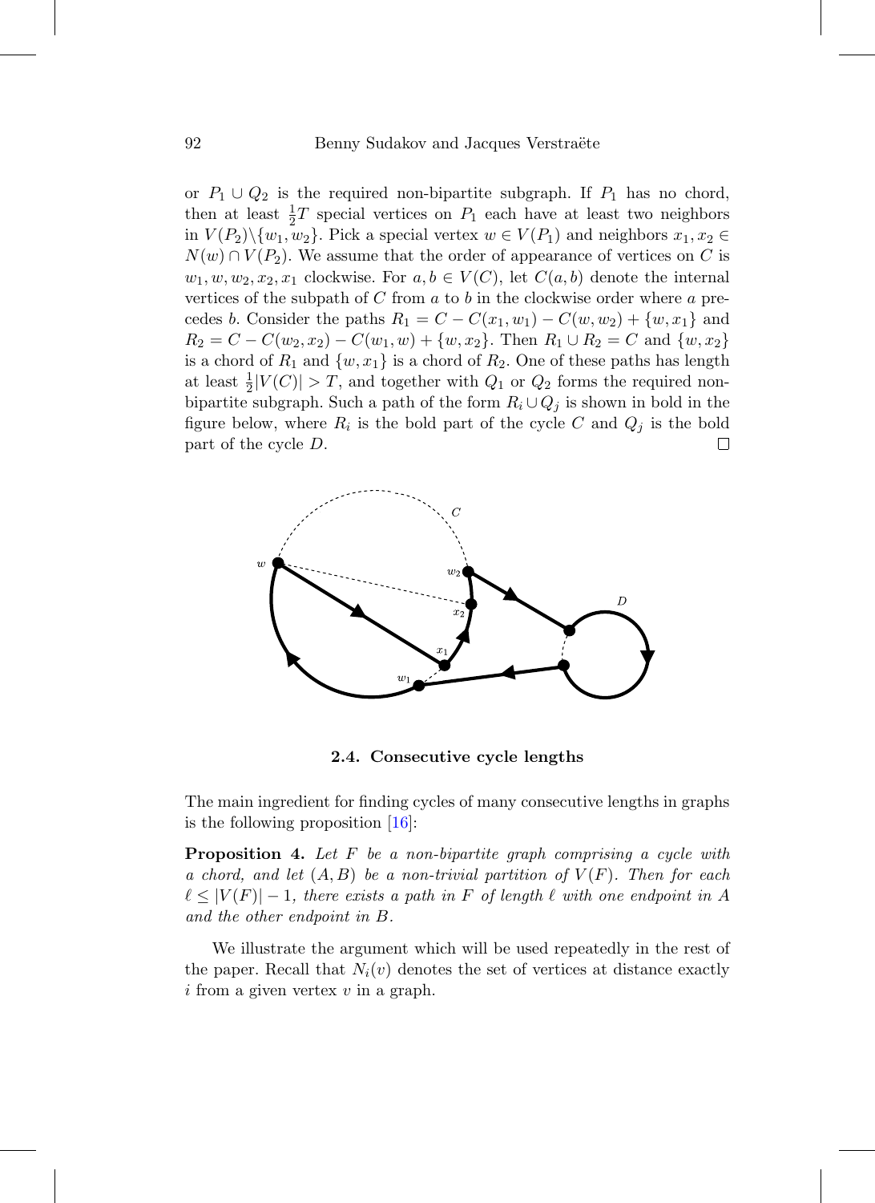or $P_1 \cup Q_2$ is the required non-bipartite subgraph. If $P_1$ has no chord, then at least $\frac{1}{2}T$ special vertices on $P_1$ each have at least two neighbors in $V(P_2)\backslash\{w_1, w_2\}$. Pick a special vertex $w \in V(P_1)$ and neighbors $x_1, x_2 \in N(w) \cap V(P_2)$. We assume that the order of appearance of vertices on $C$ is $w_1, w, w_2, x_2, x_1$ clockwise. For $a, b \in V(C)$, let $C(a, b)$ denote the internal vertices of the subpath of $C$ from $a$ to $b$ in the clockwise order where $a$ precedes $b$. Consider the paths $R_1 = C - C(x_1, w_1) - C(w, w_2) + \{w, x_1\}$ and $R_2 = C - C(w_2, x_2) - C(w_1, w) + \{w, x_2\}$. Then $R_1 \cup R_2 = C$ and $\{w, x_2\}$ is a chord of $R_1$ and $\{w, x_1\}$ is a chord of $R_2$. One of these paths has length at least $\frac{1}{2}|V(C)| > T$, and together with $Q_1$ or $Q_2$ forms the required non-bipartite subgraph. Such a path of the form $R_i \cup Q_j$ is shown in bold in the figure below, where $R_i$ is the bold part of the cycle $C$ and $Q_j$ is the bold part of the cycle $D$. □

### 2.4. Consecutive cycle lengths

The main ingredient for finding cycles of many consecutive lengths in graphs is the following proposition [16]:

**Proposition 4.** *Let $F$ be a non-bipartite graph comprising a cycle with a chord, and let $(A, B)$ be a non-trivial partition of $V(F)$. Then for each $\ell \leq |V(F)| - 1$, there exists a path in $F$ of length $\ell$ with one endpoint in $A$ and the other endpoint in $B$.*

We illustrate the argument which will be used repeatedly in the rest of the paper. Recall that $N_i(v)$ denotes the set of vertices at distance exactly $i$ from a given vertex $v$ in a graph.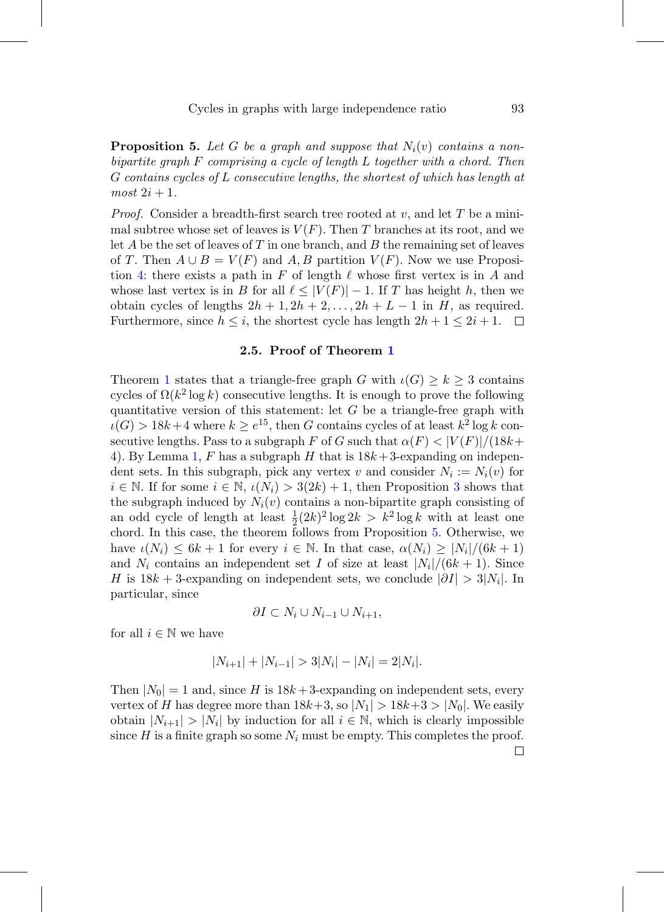**Proposition 5.** *Let $G$ be a graph and suppose that $N_i(v)$ contains a non-bipartite graph $F$ comprising a cycle of length $L$ together with a chord. Then $G$ contains cycles of $L$ consecutive lengths, the shortest of which has length at most $2i+1$.*

*Proof.* Consider a breadth-first search tree rooted at $v$, and let $T$ be a minimal subtree whose set of leaves is $V(F)$. Then $T$ branches at its root, and we let $A$ be the set of leaves of $T$ in one branch, and $B$ the remaining set of leaves of $T$. Then $A \cup B = V(F)$ and $A, B$ partition $V(F)$. Now we use Proposition 4: there exists a path in $F$ of length $\ell$ whose first vertex is in $A$ and whose last vertex is in $B$ for all $\ell \leq |V(F)| - 1$. If $T$ has height $h$, then we obtain cycles of lengths $2h+1, 2h+2, \ldots, 2h+L-1$ in $H$, as required. Furthermore, since $h \leq i$, the shortest cycle has length $2h+1 \leq 2i+1$. □

### 2.5. Proof of Theorem 1

Theorem 1 states that a triangle-free graph $G$ with $\iota(G) \geq k \geq 3$ contains cycles of $\Omega(k^2 \log k)$ consecutive lengths. It is enough to prove the following quantitative version of this statement: let $G$ be a triangle-free graph with $\iota(G) > 18k+4$ where $k \geq e^{15}$, then $G$ contains cycles of at least $k^2 \log k$ consecutive lengths. Pass to a subgraph $F$ of $G$ such that $\alpha(F) < |V(F)|/(18k+4)$. By Lemma 1, $F$ has a subgraph $H$ that is $18k+3$-expanding on independent sets. In this subgraph, pick any vertex $v$ and consider $N_i := N_i(v)$ for $i \in \mathbb{N}$. If for some $i \in \mathbb{N}$, $\iota(N_i) > 3(2k)+1$, then Proposition 3 shows that the subgraph induced by $N_i(v)$ contains a non-bipartite graph consisting of an odd cycle of length at least $\frac{1}{2}(2k)^2 \log 2k > k^2 \log k$ with at least one chord. In this case, the theorem follows from Proposition 5. Otherwise, we have $\iota(N_i) \leq 6k+1$ for every $i \in \mathbb{N}$. In that case, $\alpha(N_i) \geq |N_i|/(6k+1)$ and $N_i$ contains an independent set $I$ of size at least $|N_i|/(6k+1)$. Since $H$ is $18k+3$-expanding on independent sets, we conclude $|\partial I| > 3|N_i|$. In particular, since

$$\partial I \subset N_i \cup N_{i-1} \cup N_{i+1},$$

for all $i \in \mathbb{N}$ we have

$$|N_{i+1}| + |N_{i-1}| > 3|N_i| - |N_i| = 2|N_i|.$$

Then $|N_0| = 1$ and, since $H$ is $18k+3$-expanding on independent sets, every vertex of $H$ has degree more than $18k+3$, so $|N_1| > 18k+3 > |N_0|$. We easily obtain $|N_{i+1}| > |N_i|$ by induction for all $i \in \mathbb{N}$, which is clearly impossible since $H$ is a finite graph so some $N_i$ must be empty. This completes the proof. □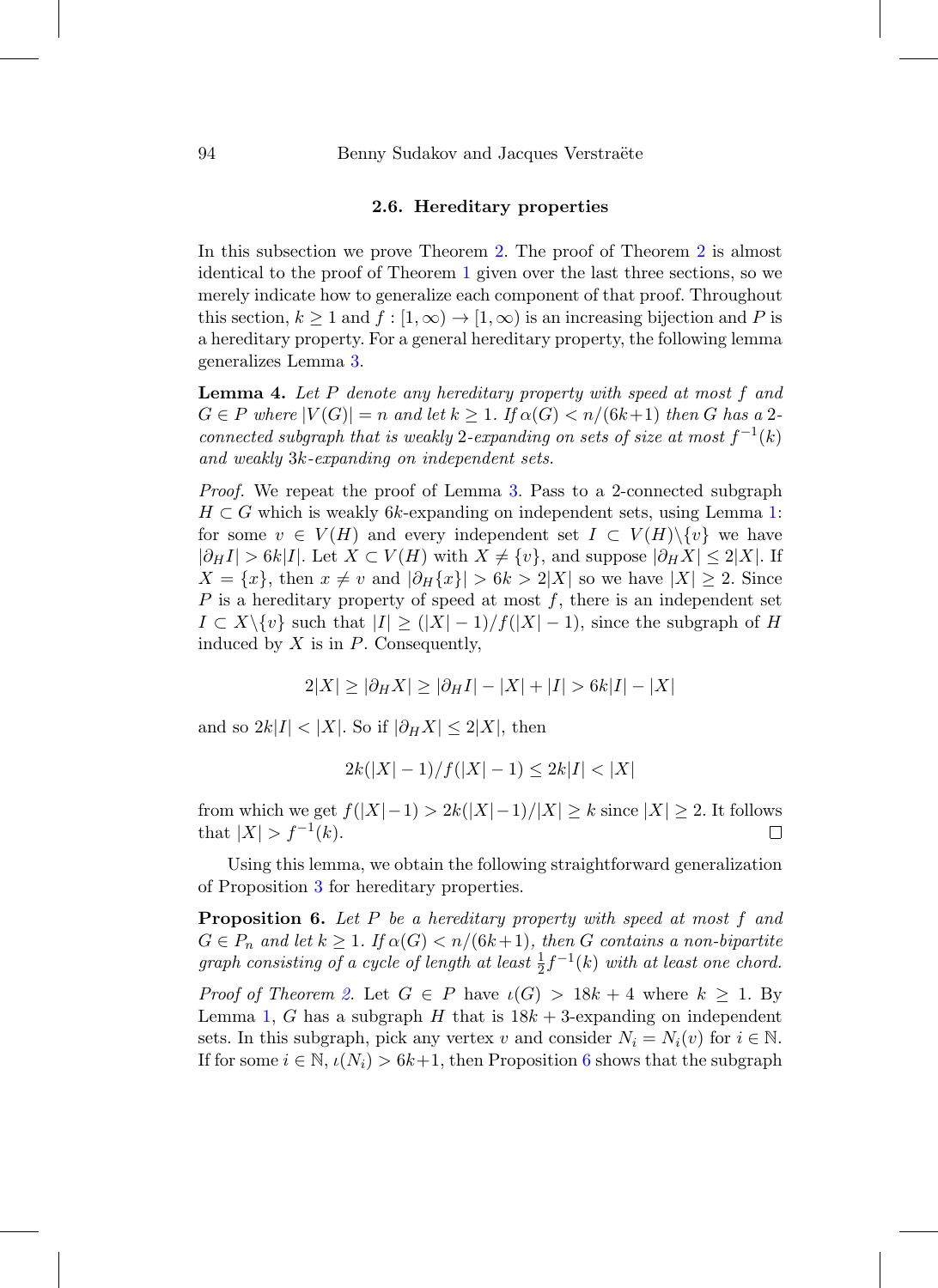### 2.6. Hereditary properties

In this subsection we prove Theorem 2. The proof of Theorem 2 is almost identical to the proof of Theorem 1 given over the last three sections, so we merely indicate how to generalize each component of that proof. Throughout this section, $k \geq 1$ and $f : [1, \infty) \to [1, \infty)$ is an increasing bijection and $P$ is a hereditary property. For a general hereditary property, the following lemma generalizes Lemma 3.

**Lemma 4.** *Let $P$ denote any hereditary property with speed at most $f$ and $G \in P$ where $|V(G)| = n$ and let $k \geq 1$. If $\alpha(G) < n/(6k+1)$ then $G$ has a 2-connected subgraph that is weakly 2-expanding on sets of size at most $f^{-1}(k)$ and weakly $3k$-expanding on independent sets.*

*Proof.* We repeat the proof of Lemma 3. Pass to a 2-connected subgraph $H \subset G$ which is weakly $6k$-expanding on independent sets, using Lemma 1: for some $v \in V(H)$ and every independent set $I \subset V(H)\backslash\{v\}$ we have $|\partial_H I| > 6k|I|$. Let $X \subset V(H)$ with $X \neq \{v\}$, and suppose $|\partial_H X| \leq 2|X|$. If $X = \{x\}$, then $x \neq v$ and $|\partial_H\{x\}| > 6k > 2|X|$ so we have $|X| \geq 2$. Since $P$ is a hereditary property of speed at most $f$, there is an independent set $I \subset X\backslash\{v\}$ such that $|I| \geq (|X|-1)/f(|X|-1)$, since the subgraph of $H$ induced by $X$ is in $P$. Consequently,

$$2|X| \geq |\partial_H X| \geq |\partial_H I| - |X| + |I| > 6k|I| - |X|$$

and so $2k|I| < |X|$. So if $|\partial_H X| \leq 2|X|$, then

$$2k(|X|-1)/f(|X|-1) \leq 2k|I| < |X|$$

from which we get $f(|X|-1) > 2k(|X|-1)/|X| \geq k$ since $|X| \geq 2$. It follows that $|X| > f^{-1}(k)$. □

Using this lemma, we obtain the following straightforward generalization of Proposition 3 for hereditary properties.

**Proposition 6.** *Let $P$ be a hereditary property with speed at most $f$ and $G \in P_n$ and let $k \geq 1$. If $\alpha(G) < n/(6k+1)$, then $G$ contains a non-bipartite graph consisting of a cycle of length at least $\frac{1}{2}f^{-1}(k)$ with at least one chord.*

*Proof of Theorem 2.* Let $G \in P$ have $\iota(G) > 18k + 4$ where $k \geq 1$. By Lemma 1, $G$ has a subgraph $H$ that is $18k+3$-expanding on independent sets. In this subgraph, pick any vertex $v$ and consider $N_i = N_i(v)$ for $i \in \mathbb{N}$. If for some $i \in \mathbb{N}$, $\iota(N_i) > 6k+1$, then Proposition 6 shows that the subgraph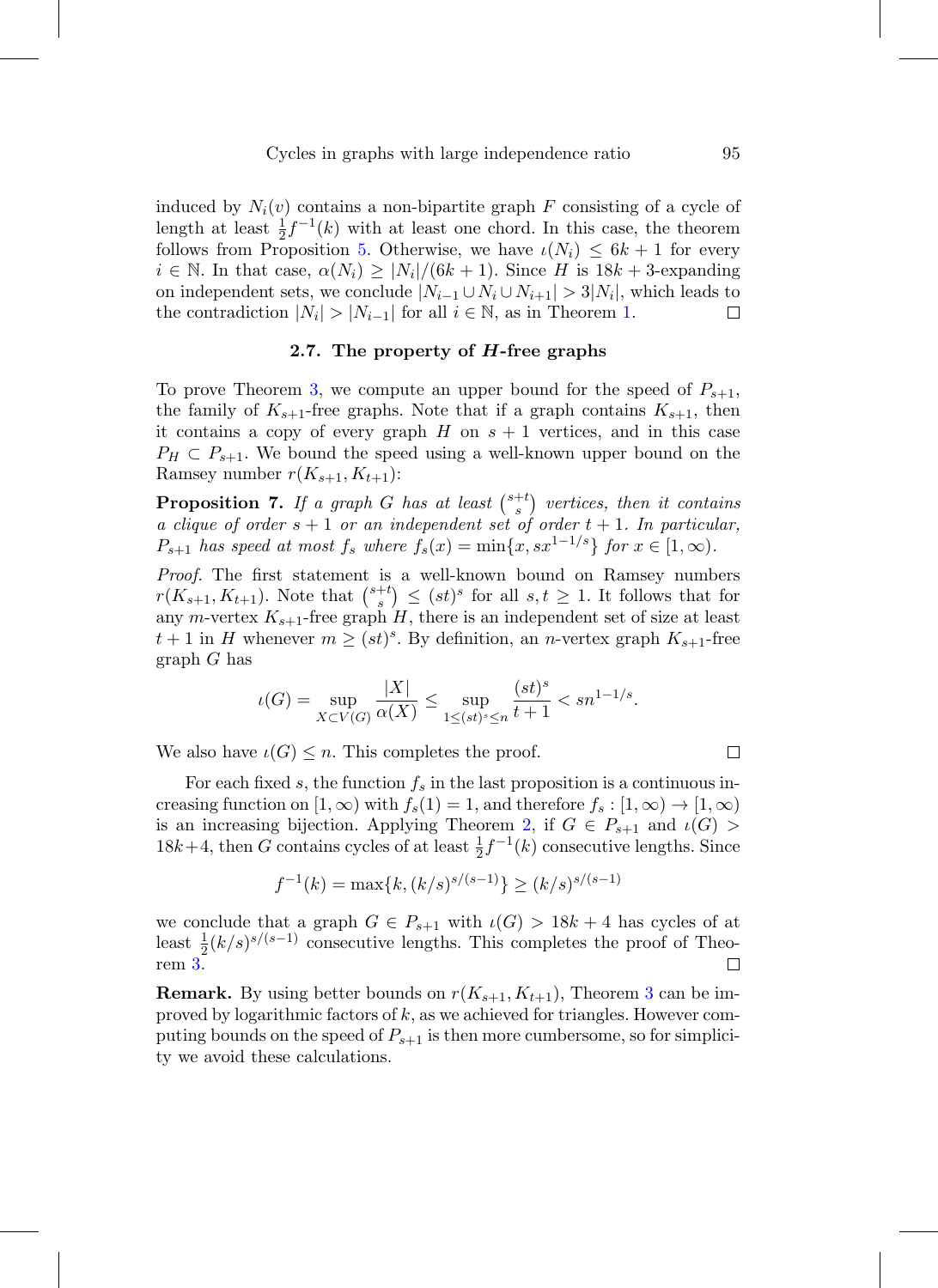induced by $N_i(v)$ contains a non-bipartite graph $F$ consisting of a cycle of length at least $\frac{1}{2}f^{-1}(k)$ with at least one chord. In this case, the theorem follows from Proposition 5. Otherwise, we have $\iota(N_i) \leq 6k+1$ for every $i \in \mathbb{N}$. In that case, $\alpha(N_i) \geq |N_i|/(6k+1)$. Since $H$ is $18k+3$-expanding on independent sets, we conclude $|N_{i-1} \cup N_i \cup N_{i+1}| > 3|N_i|$, which leads to the contradiction $|N_i| > |N_{i-1}|$ for all $i \in \mathbb{N}$, as in Theorem 1. $\square$

### 2.7. The property of $H$-free graphs

To prove Theorem 3, we compute an upper bound for the speed of $P_{s+1}$, the family of $K_{s+1}$-free graphs. Note that if a graph contains $K_{s+1}$, then it contains a copy of every graph $H$ on $s+1$ vertices, and in this case $P_H \subset P_{s+1}$. We bound the speed using a well-known upper bound on the Ramsey number $r(K_{s+1}, K_{t+1})$:

**Proposition 7.** *If a graph $G$ has at least $\binom{s+t}{s}$ vertices, then it contains a clique of order $s+1$ or an independent set of order $t+1$. In particular, $P_{s+1}$ has speed at most $f_s$ where $f_s(x) = \min\{x, sx^{1-1/s}\}$ for $x \in [1,\infty)$.*

*Proof.* The first statement is a well-known bound on Ramsey numbers $r(K_{s+1}, K_{t+1})$. Note that $\binom{s+t}{s} \leq (st)^s$ for all $s, t \geq 1$. It follows that for any $m$-vertex $K_{s+1}$-free graph $H$, there is an independent set of size at least $t+1$ in $H$ whenever $m \geq (st)^s$. By definition, an $n$-vertex graph $K_{s+1}$-free graph $G$ has

$$\iota(G) = \sup_{X \subset V(G)} \frac{|X|}{\alpha(X)} \leq \sup_{1 \leq (st)^s \leq n} \frac{(st)^s}{t+1} < sn^{1-1/s}.$$

We also have $\iota(G) \leq n$. This completes the proof. $\square$

For each fixed $s$, the function $f_s$ in the last proposition is a continuous increasing function on $[1,\infty)$ with $f_s(1) = 1$, and therefore $f_s : [1,\infty) \to [1,\infty)$ is an increasing bijection. Applying Theorem 2, if $G \in P_{s+1}$ and $\iota(G) > 18k+4$, then $G$ contains cycles of at least $\frac{1}{2}f^{-1}(k)$ consecutive lengths. Since

$$f^{-1}(k) = \max\{k, (k/s)^{s/(s-1)}\} \geq (k/s)^{s/(s-1)}$$

we conclude that a graph $G \in P_{s+1}$ with $\iota(G) > 18k+4$ has cycles of at least $\frac{1}{2}(k/s)^{s/(s-1)}$ consecutive lengths. This completes the proof of Theorem 3. $\square$

**Remark.** By using better bounds on $r(K_{s+1}, K_{t+1})$, Theorem 3 can be improved by logarithmic factors of $k$, as we achieved for triangles. However computing bounds on the speed of $P_{s+1}$ is then more cumbersome, so for simplicity we avoid these calculations.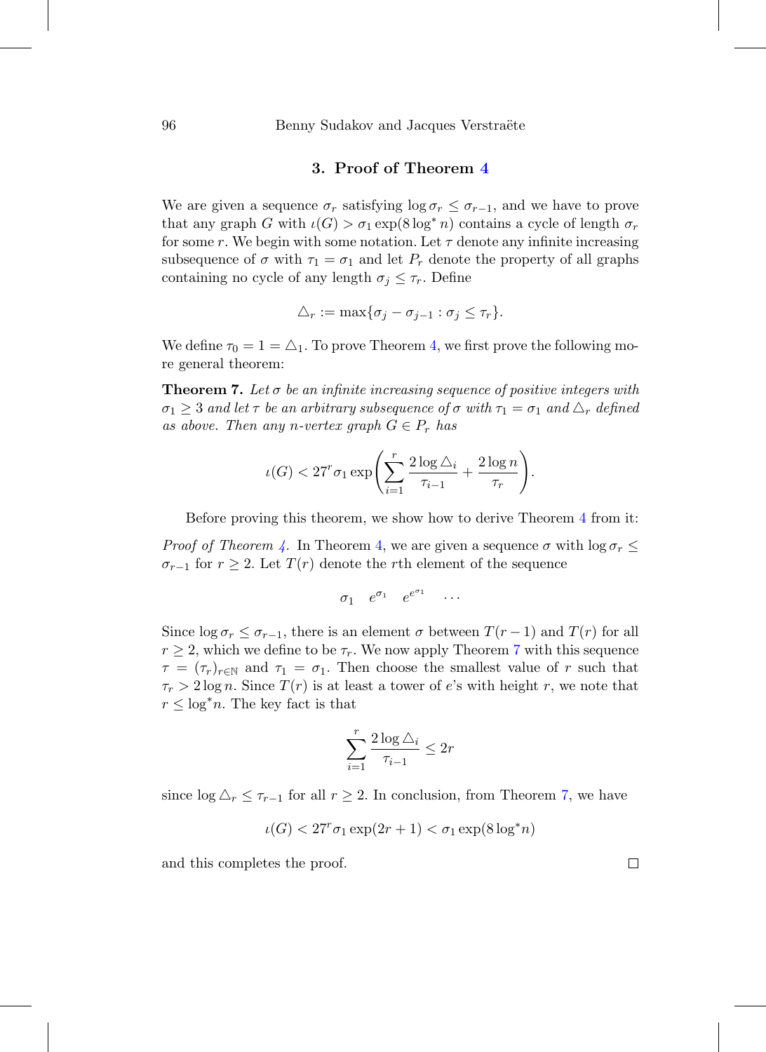## 3. Proof of Theorem 4

We are given a sequence $\sigma_r$ satisfying $\log \sigma_r \leq \sigma_{r-1}$, and we have to prove that any graph $G$ with $\iota(G) > \sigma_1 \exp(8 \log^* n)$ contains a cycle of length $\sigma_r$ for some $r$. We begin with some notation. Let $\tau$ denote any infinite increasing subsequence of $\sigma$ with $\tau_1 = \sigma_1$ and let $P_r$ denote the property of all graphs containing no cycle of any length $\sigma_j \leq \tau_r$. Define

$$\triangle_r := \max\{\sigma_j - \sigma_{j-1} : \sigma_j \leq \tau_r\}.$$

We define $\tau_0 = 1 = \triangle_1$. To prove Theorem 4, we first prove the following more general theorem:

**Theorem 7.** *Let $\sigma$ be an infinite increasing sequence of positive integers with $\sigma_1 \geq 3$ and let $\tau$ be an arbitrary subsequence of $\sigma$ with $\tau_1 = \sigma_1$ and $\triangle_r$ defined as above. Then any $n$-vertex graph $G \in P_r$ has*

$$\iota(G) < 27^r \sigma_1 \exp\left( \sum_{i=1}^{r} \frac{2 \log \triangle_i}{\tau_{i-1}} + \frac{2 \log n}{\tau_r} \right).$$

Before proving this theorem, we show how to derive Theorem 4 from it:

*Proof of Theorem 4.* In Theorem 4, we are given a sequence $\sigma$ with $\log \sigma_r \leq \sigma_{r-1}$ for $r \geq 2$. Let $T(r)$ denote the $r$th element of the sequence

$$\sigma_1 \quad e^{\sigma_1} \quad e^{e^{\sigma_1}} \quad \cdots$$

Since $\log \sigma_r \leq \sigma_{r-1}$, there is an element $\sigma$ between $T(r-1)$ and $T(r)$ for all $r \geq 2$, which we define to be $\tau_r$. We now apply Theorem 7 with this sequence $\tau = (\tau_r)_{r \in \mathbb{N}}$ and $\tau_1 = \sigma_1$. Then choose the smallest value of $r$ such that $\tau_r > 2 \log n$. Since $T(r)$ is at least a tower of $e$'s with height $r$, we note that $r \leq \log^* n$. The key fact is that

$$\sum_{i=1}^{r} \frac{2 \log \triangle_i}{\tau_{i-1}} \leq 2r$$

since $\log \triangle_r \leq \tau_{r-1}$ for all $r \geq 2$. In conclusion, from Theorem 7, we have

$$\iota(G) < 27^r \sigma_1 \exp(2r + 1) < \sigma_1 \exp(8 \log^* n)$$

and this completes the proof. ∎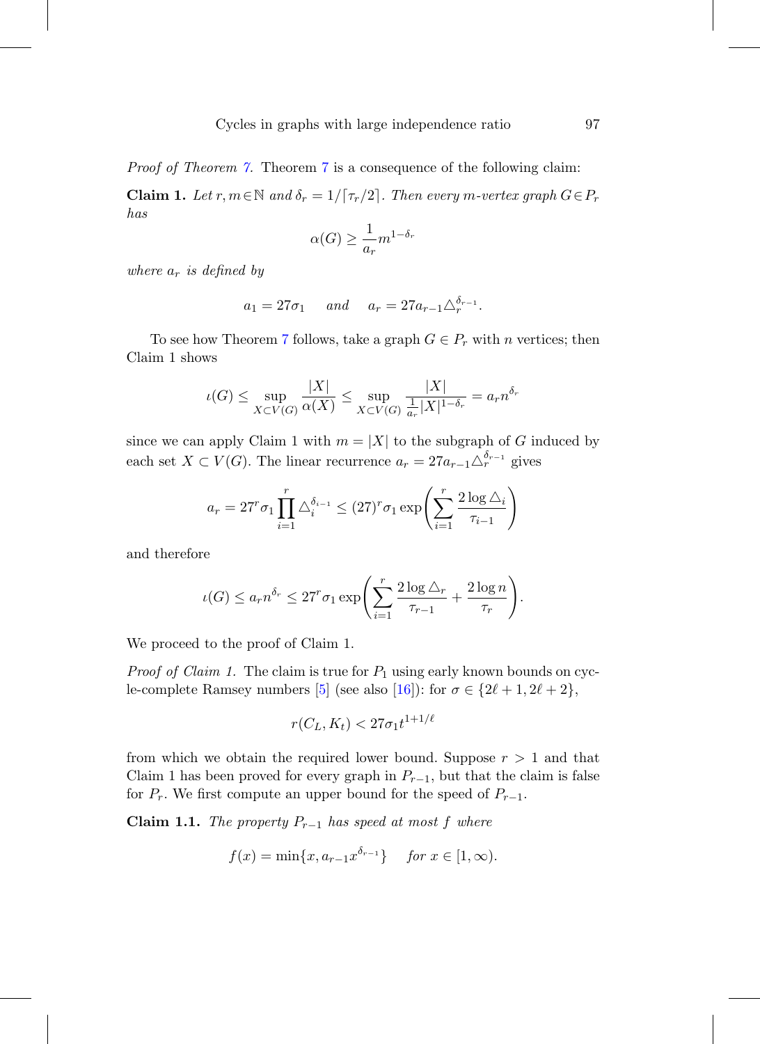*Proof of Theorem 7.* Theorem 7 is a consequence of the following claim:

**Claim 1.** *Let $r, m \in \mathbb{N}$ and $\delta_r = 1/\lceil \tau_r/2 \rceil$. Then every $m$-vertex graph $G \in P_r$ has*

$$\alpha(G) \geq \frac{1}{a_r} m^{1-\delta_r}$$

*where $a_r$ is defined by*

$$a_1 = 27\sigma_1 \quad \text{and} \quad a_r = 27 a_{r-1} \triangle_r^{\delta_{r-1}}.$$

To see how Theorem 7 follows, take a graph $G \in P_r$ with $n$ vertices; then Claim 1 shows

$$\iota(G) \leq \sup_{X \subset V(G)} \frac{|X|}{\alpha(X)} \leq \sup_{X \subset V(G)} \frac{|X|}{\frac{1}{a_r}|X|^{1-\delta_r}} = a_r n^{\delta_r}$$

since we can apply Claim 1 with $m = |X|$ to the subgraph of $G$ induced by each set $X \subset V(G)$. The linear recurrence $a_r = 27 a_{r-1} \triangle_r^{\delta_{r-1}}$ gives

$$a_r = 27^r \sigma_1 \prod_{i=1}^{r} \triangle_i^{\delta_{i-1}} \leq (27)^r \sigma_1 \exp\left( \sum_{i=1}^{r} \frac{2 \log \triangle_i}{\tau_{i-1}} \right)$$

and therefore

$$\iota(G) \leq a_r n^{\delta_r} \leq 27^r \sigma_1 \exp\left( \sum_{i=1}^{r} \frac{2 \log \triangle_r}{\tau_{r-1}} + \frac{2 \log n}{\tau_r} \right).$$

We proceed to the proof of Claim 1.

*Proof of Claim 1.* The claim is true for $P_1$ using early known bounds on cycle-complete Ramsey numbers [5] (see also [16]): for $\sigma \in \{2\ell+1, 2\ell+2\}$,

$$r(C_L, K_t) < 27\sigma_1 t^{1+1/\ell}$$

from which we obtain the required lower bound. Suppose $r > 1$ and that Claim 1 has been proved for every graph in $P_{r-1}$, but that the claim is false for $P_r$. We first compute an upper bound for the speed of $P_{r-1}$.

**Claim 1.1.** *The property $P_{r-1}$ has speed at most $f$ where*

$$f(x) = \min\{x, a_{r-1} x^{\delta_{r-1}}\} \quad \text{for } x \in [1, \infty).$$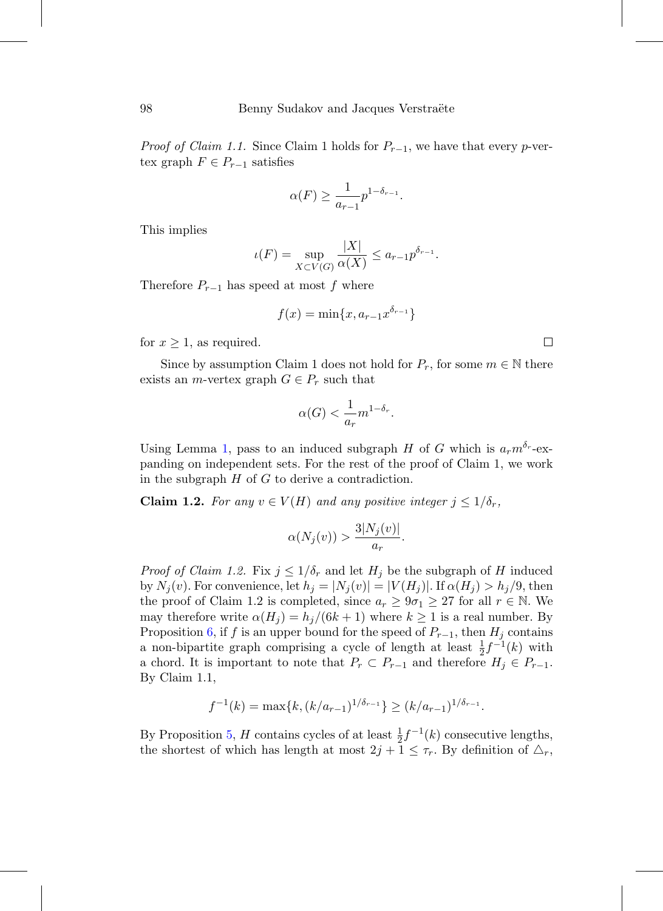*Proof of Claim 1.1.* Since Claim 1 holds for $P_{r-1}$, we have that every $p$-vertex graph $F \in P_{r-1}$ satisfies

$$\alpha(F) \geq \frac{1}{a_{r-1}} p^{1-\delta_{r-1}}.$$

This implies

$$\iota(F) = \sup_{X \subset V(G)} \frac{|X|}{\alpha(X)} \leq a_{r-1} p^{\delta_{r-1}}.$$

Therefore $P_{r-1}$ has speed at most $f$ where

$$f(x) = \min\{x, a_{r-1} x^{\delta_{r-1}}\}$$

for $x \geq 1$, as required. □

Since by assumption Claim 1 does not hold for $P_r$, for some $m \in \mathbb{N}$ there exists an $m$-vertex graph $G \in P_r$ such that

$$\alpha(G) < \frac{1}{a_r} m^{1-\delta_r}.$$

Using Lemma 1, pass to an induced subgraph $H$ of $G$ which is $a_r m^{\delta_r}$-expanding on independent sets. For the rest of the proof of Claim 1, we work in the subgraph $H$ of $G$ to derive a contradiction.

**Claim 1.2.** *For any $v \in V(H)$ and any positive integer $j \leq 1/\delta_r$,*

$$\alpha(N_j(v)) > \frac{3|N_j(v)|}{a_r}.$$

*Proof of Claim 1.2.* Fix $j \leq 1/\delta_r$ and let $H_j$ be the subgraph of $H$ induced by $N_j(v)$. For convenience, let $h_j = |N_j(v)| = |V(H_j)|$. If $\alpha(H_j) > h_j/9$, then the proof of Claim 1.2 is completed, since $a_r \geq 9\sigma_1 \geq 27$ for all $r \in \mathbb{N}$. We may therefore write $\alpha(H_j) = h_j/(6k+1)$ where $k \geq 1$ is a real number. By Proposition 6, if $f$ is an upper bound for the speed of $P_{r-1}$, then $H_j$ contains a non-bipartite graph comprising a cycle of length at least $\frac{1}{2}f^{-1}(k)$ with a chord. It is important to note that $P_r \subset P_{r-1}$ and therefore $H_j \in P_{r-1}$. By Claim 1.1,

$$f^{-1}(k) = \max\{k, (k/a_{r-1})^{1/\delta_{r-1}}\} \geq (k/a_{r-1})^{1/\delta_{r-1}}.$$

By Proposition 5, $H$ contains cycles of at least $\frac{1}{2}f^{-1}(k)$ consecutive lengths, the shortest of which has length at most $2j + 1 \leq \tau_r$. By definition of $\triangle_r$,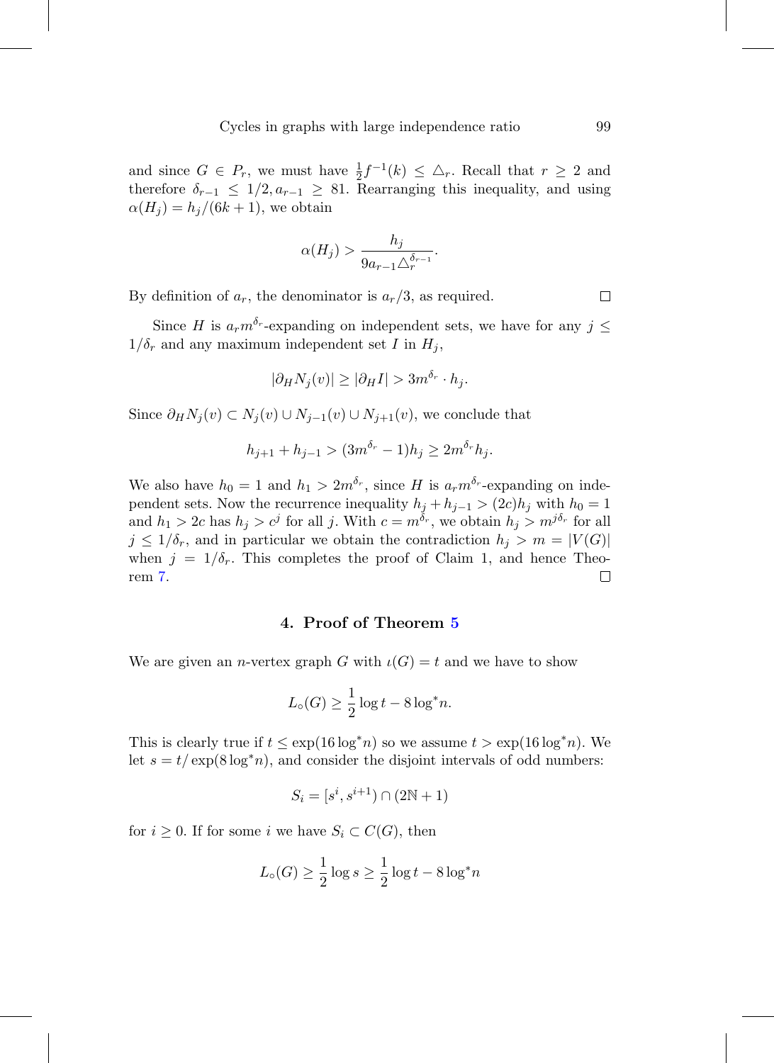and since $G \in P_r$, we must have $\frac{1}{2}f^{-1}(k) \leq \triangle_r$. Recall that $r \geq 2$ and therefore $\delta_{r-1} \leq 1/2, a_{r-1} \geq 81$. Rearranging this inequality, and using $\alpha(H_j) = h_j/(6k+1)$, we obtain

$$\alpha(H_j) > \frac{h_j}{9a_{r-1}\triangle_r^{\delta_{r-1}}}.$$

By definition of $a_r$, the denominator is $a_r/3$, as required. $\square$

Since $H$ is $a_r m^{\delta_r}$-expanding on independent sets, we have for any $j \leq 1/\delta_r$ and any maximum independent set $I$ in $H_j$,

$$|\partial_H N_j(v)| \geq |\partial_H I| > 3m^{\delta_r} \cdot h_j.$$

Since $\partial_H N_j(v) \subset N_j(v) \cup N_{j-1}(v) \cup N_{j+1}(v)$, we conclude that

$$h_{j+1} + h_{j-1} > (3m^{\delta_r} - 1)h_j \geq 2m^{\delta_r} h_j.$$

We also have $h_0 = 1$ and $h_1 > 2m^{\delta_r}$, since $H$ is $a_r m^{\delta_r}$-expanding on independent sets. Now the recurrence inequality $h_j + h_{j-1} > (2c)h_j$ with $h_0 = 1$ and $h_1 > 2c$ has $h_j > c^j$ for all $j$. With $c = m^{\delta_r}$, we obtain $h_j > m^{j\delta_r}$ for all $j \leq 1/\delta_r$, and in particular we obtain the contradiction $h_j > m = |V(G)|$ when $j = 1/\delta_r$. This completes the proof of Claim 1, and hence Theorem 7. $\square$

## 4. Proof of Theorem 5

We are given an $n$-vertex graph $G$ with $\iota(G) = t$ and we have to show

$$L_\circ(G) \geq \frac{1}{2}\log t - 8\log^* n.$$

This is clearly true if $t \leq \exp(16\log^* n)$ so we assume $t > \exp(16\log^* n)$. We let $s = t/\exp(8\log^* n)$, and consider the disjoint intervals of odd numbers:

$$S_i = [s^i, s^{i+1}) \cap (2\mathbb{N} + 1)$$

for $i \geq 0$. If for some $i$ we have $S_i \subset C(G)$, then

$$L_\circ(G) \geq \frac{1}{2}\log s \geq \frac{1}{2}\log t - 8\log^* n$$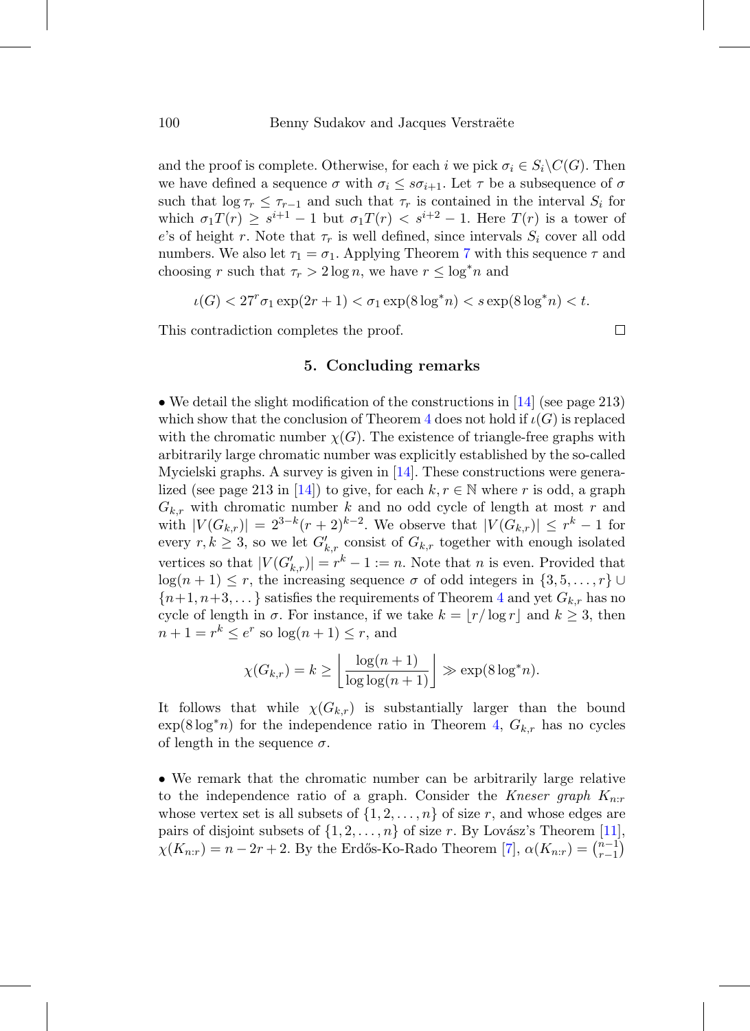and the proof is complete. Otherwise, for each $i$ we pick $\sigma_i \in S_i \backslash C(G)$. Then we have defined a sequence $\sigma$ with $\sigma_i \leq s\sigma_{i+1}$. Let $\tau$ be a subsequence of $\sigma$ such that $\log \tau_r \leq \tau_{r-1}$ and such that $\tau_r$ is contained in the interval $S_i$ for which $\sigma_1 T(r) \geq s^{i+1} - 1$ but $\sigma_1 T(r) < s^{i+2} - 1$. Here $T(r)$ is a tower of $e$'s of height $r$. Note that $\tau_r$ is well defined, since intervals $S_i$ cover all odd numbers. We also let $\tau_1 = \sigma_1$. Applying Theorem 7 with this sequence $\tau$ and choosing $r$ such that $\tau_r > 2 \log n$, we have $r \leq \log^* n$ and

$$\iota(G) < 27^r \sigma_1 \exp(2r + 1) < \sigma_1 \exp(8 \log^* n) < s \exp(8 \log^* n) < t.$$

This contradiction completes the proof. □

## 5. Concluding remarks

• We detail the slight modification of the constructions in [14] (see page 213) which show that the conclusion of Theorem 4 does not hold if $\iota(G)$ is replaced with the chromatic number $\chi(G)$. The existence of triangle-free graphs with arbitrarily large chromatic number was explicitly established by the so-called Mycielski graphs. A survey is given in [14]. These constructions were generalized (see page 213 in [14]) to give, for each $k, r \in \mathbb{N}$ where $r$ is odd, a graph $G_{k,r}$ with chromatic number $k$ and no odd cycle of length at most $r$ and with $|V(G_{k,r})| = 2^{3-k}(r+2)^{k-2}$. We observe that $|V(G_{k,r})| \leq r^k - 1$ for every $r, k \geq 3$, so we let $G'_{k,r}$ consist of $G_{k,r}$ together with enough isolated vertices so that $|V(G'_{k,r})| = r^k - 1 := n$. Note that $n$ is even. Provided that $\log(n+1) \leq r$, the increasing sequence $\sigma$ of odd integers in $\{3, 5, \dots, r\} \cup \{n{+}1, n{+}3, \dots\}$ satisfies the requirements of Theorem 4 and yet $G_{k,r}$ has no cycle of length in $\sigma$. For instance, if we take $k = \lfloor r/\log r \rfloor$ and $k \geq 3$, then $n + 1 = r^k \leq e^r$ so $\log(n+1) \leq r$, and

$$\chi(G_{k,r}) = k \geq \left\lfloor \frac{\log(n+1)}{\log\log(n+1)} \right\rfloor \gg \exp(8 \log^* n).$$

It follows that while $\chi(G_{k,r})$ is substantially larger than the bound $\exp(8 \log^* n)$ for the independence ratio in Theorem 4, $G_{k,r}$ has no cycles of length in the sequence $\sigma$.

• We remark that the chromatic number can be arbitrarily large relative to the independence ratio of a graph. Consider the *Kneser graph* $K_{n:r}$ whose vertex set is all subsets of $\{1, 2, \dots, n\}$ of size $r$, and whose edges are pairs of disjoint subsets of $\{1, 2, \dots, n\}$ of size $r$. By Lovász's Theorem [11], $\chi(K_{n:r}) = n - 2r + 2$. By the Erdős-Ko-Rado Theorem [7], $\alpha(K_{n:r}) = \binom{n-1}{r-1}$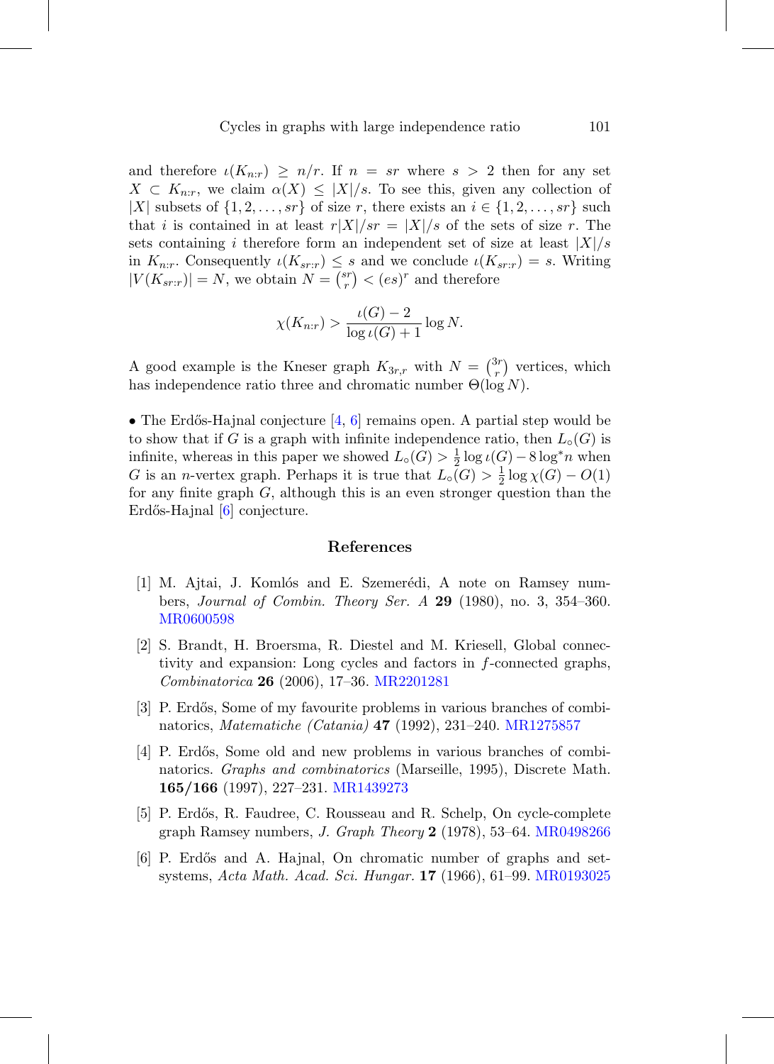and therefore $\iota(K_{n:r}) \geq n/r$. If $n = sr$ where $s > 2$ then for any set $X \subset K_{n:r}$, we claim $\alpha(X) \leq |X|/s$. To see this, given any collection of $|X|$ subsets of $\{1, 2, \dots, sr\}$ of size $r$, there exists an $i \in \{1, 2, \dots, sr\}$ such that $i$ is contained in at least $r|X|/sr = |X|/s$ of the sets of size $r$. The sets containing $i$ therefore form an independent set of size at least $|X|/s$ in $K_{n:r}$. Consequently $\iota(K_{sr:r}) \leq s$ and we conclude $\iota(K_{sr:r}) = s$. Writing $|V(K_{sr:r})| = N$, we obtain $N = \binom{sr}{r} < (es)^r$ and therefore

$$\chi(K_{n:r}) > \frac{\iota(G) - 2}{\log \iota(G) + 1} \log N.$$

A good example is the Kneser graph $K_{3r,r}$ with $N = \binom{3r}{r}$ vertices, which has independence ratio three and chromatic number $\Theta(\log N)$.

• The Erdős-Hajnal conjecture [4, 6] remains open. A partial step would be to show that if $G$ is a graph with infinite independence ratio, then $L_\circ(G)$ is infinite, whereas in this paper we showed $L_\circ(G) > \frac{1}{2} \log \iota(G) - 8 \log^* n$ when $G$ is an $n$-vertex graph. Perhaps it is true that $L_\circ(G) > \frac{1}{2} \log \chi(G) - O(1)$ for any finite graph $G$, although this is an even stronger question than the Erdős-Hajnal [6] conjecture.

## References

[1] M. Ajtai, J. Komlós and E. Szemerédi, A note on Ramsey numbers, *Journal of Combin. Theory Ser. A* **29** (1980), no. 3, 354–360. MR0600598

[2] S. Brandt, H. Broersma, R. Diestel and M. Kriesell, Global connectivity and expansion: Long cycles and factors in $f$-connected graphs, *Combinatorica* **26** (2006), 17–36. MR2201281

[3] P. Erdős, Some of my favourite problems in various branches of combinatorics, *Matematiche (Catania)* **47** (1992), 231–240. MR1275857

[4] P. Erdős, Some old and new problems in various branches of combinatorics. *Graphs and combinatorics* (Marseille, 1995), Discrete Math. **165/166** (1997), 227–231. MR1439273

[5] P. Erdős, R. Faudree, C. Rousseau and R. Schelp, On cycle-complete graph Ramsey numbers, *J. Graph Theory* **2** (1978), 53–64. MR0498266

[6] P. Erdős and A. Hajnal, On chromatic number of graphs and set-systems, *Acta Math. Acad. Sci. Hungar.* **17** (1966), 61–99. MR0193025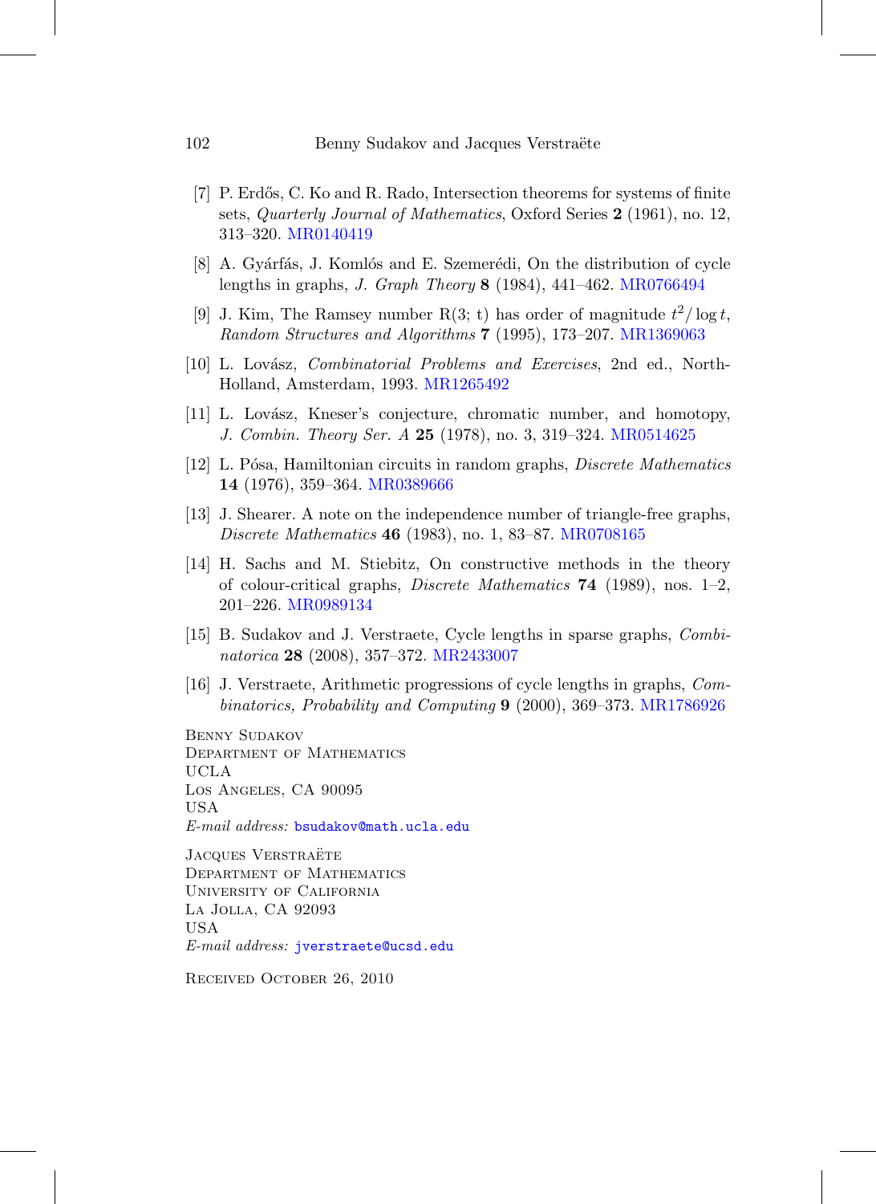[7] P. Erdős, C. Ko and R. Rado, Intersection theorems for systems of finite sets, *Quarterly Journal of Mathematics*, Oxford Series **2** (1961), no. 12, 313–320. MR0140419

[8] A. Gyárfás, J. Komlós and E. Szemerédi, On the distribution of cycle lengths in graphs, *J. Graph Theory* **8** (1984), 441–462. MR0766494

[9] J. Kim, The Ramsey number R(3; t) has order of magnitude $t^2/\log t$, *Random Structures and Algorithms* **7** (1995), 173–207. MR1369063

[10] L. Lovász, *Combinatorial Problems and Exercises*, 2nd ed., North-Holland, Amsterdam, 1993. MR1265492

[11] L. Lovász, Kneser's conjecture, chromatic number, and homotopy, *J. Combin. Theory Ser. A* **25** (1978), no. 3, 319–324. MR0514625

[12] L. Pósa, Hamiltonian circuits in random graphs, *Discrete Mathematics* **14** (1976), 359–364. MR0389666

[13] J. Shearer. A note on the independence number of triangle-free graphs, *Discrete Mathematics* **46** (1983), no. 1, 83–87. MR0708165

[14] H. Sachs and M. Stiebitz, On constructive methods in the theory of colour-critical graphs, *Discrete Mathematics* **74** (1989), nos. 1–2, 201–226. MR0989134

[15] B. Sudakov and J. Verstraete, Cycle lengths in sparse graphs, *Combinatorica* **28** (2008), 357–372. MR2433007

[16] J. Verstraete, Arithmetic progressions of cycle lengths in graphs, *Combinatorics, Probability and Computing* **9** (2000), 369–373. MR1786926

Benny Sudakov
Department of Mathematics
UCLA
Los Angeles, CA 90095
USA
*E-mail address:* bsudakov@math.ucla.edu

Jacques Verstraëte
Department of Mathematics
University of California
La Jolla, CA 92093
USA
*E-mail address:* jverstraete@ucsd.edu

Received October 26, 2010